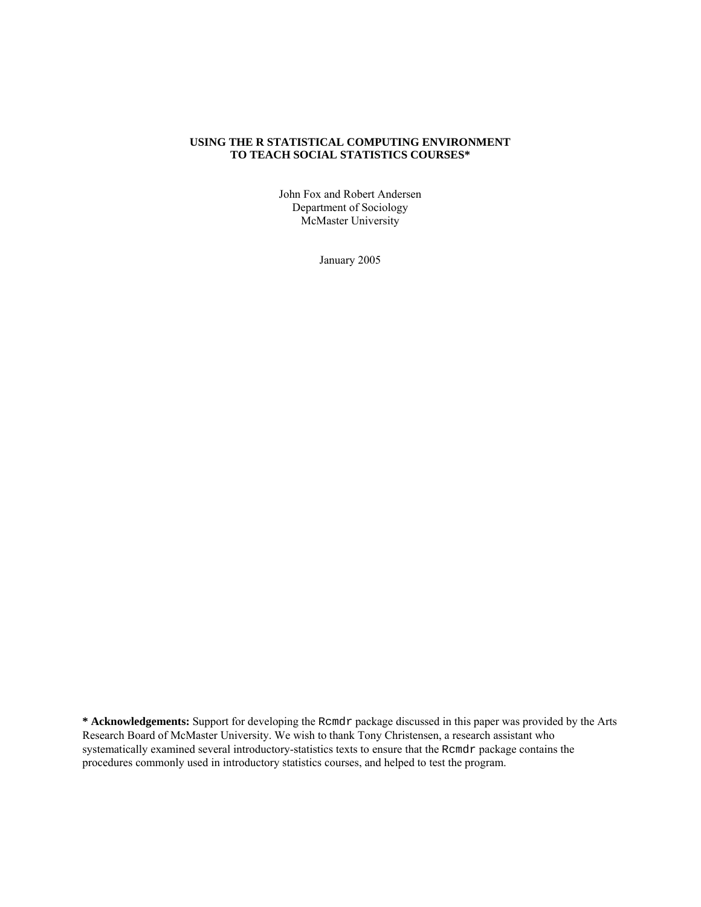# USING THE R STATISTICAL COMPUTING ENVIRONMENT TO TEACH SOCIAL STATISTICS COURSES*

John Fox and Robert Andersen
Department of Sociology
McMaster University

January 2005

**\* Acknowledgements:** Support for developing the `Rcmdr` package discussed in this paper was provided by the Arts Research Board of McMaster University. We wish to thank Tony Christensen, a research assistant who systematically examined several introductory-statistics texts to ensure that the `Rcmdr` package contains the procedures commonly used in introductory statistics courses, and helped to test the program.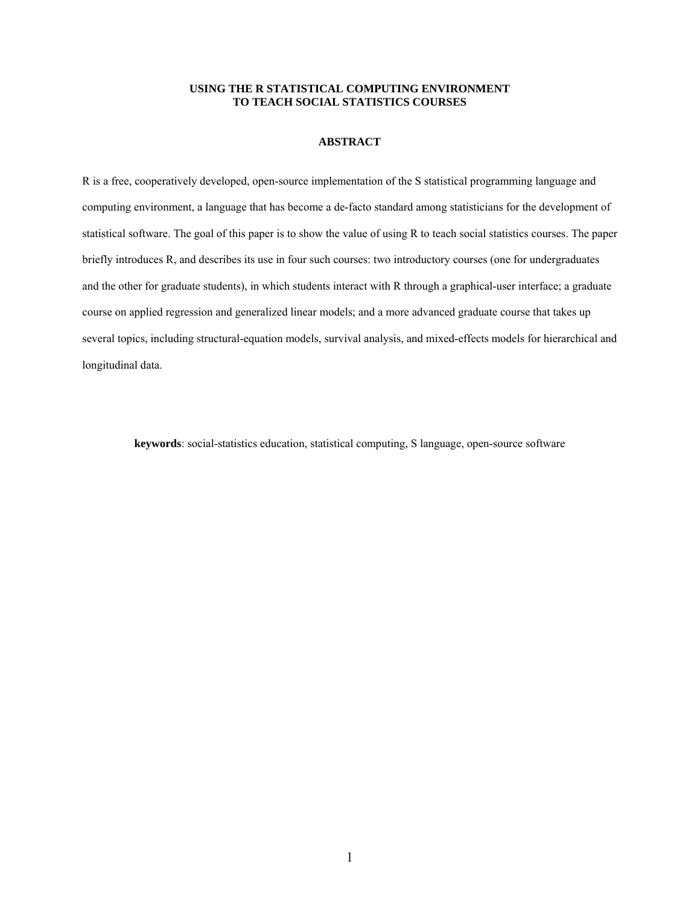**USING THE R STATISTICAL COMPUTING ENVIRONMENT TO TEACH SOCIAL STATISTICS COURSES**

## ABSTRACT

R is a free, cooperatively developed, open-source implementation of the S statistical programming language and computing environment, a language that has become a de-facto standard among statisticians for the development of statistical software. The goal of this paper is to show the value of using R to teach social statistics courses. The paper briefly introduces R, and describes its use in four such courses: two introductory courses (one for undergraduates and the other for graduate students), in which students interact with R through a graphical-user interface; a graduate course on applied regression and generalized linear models; and a more advanced graduate course that takes up several topics, including structural-equation models, survival analysis, and mixed-effects models for hierarchical and longitudinal data.

**keywords**: social-statistics education, statistical computing, S language, open-source software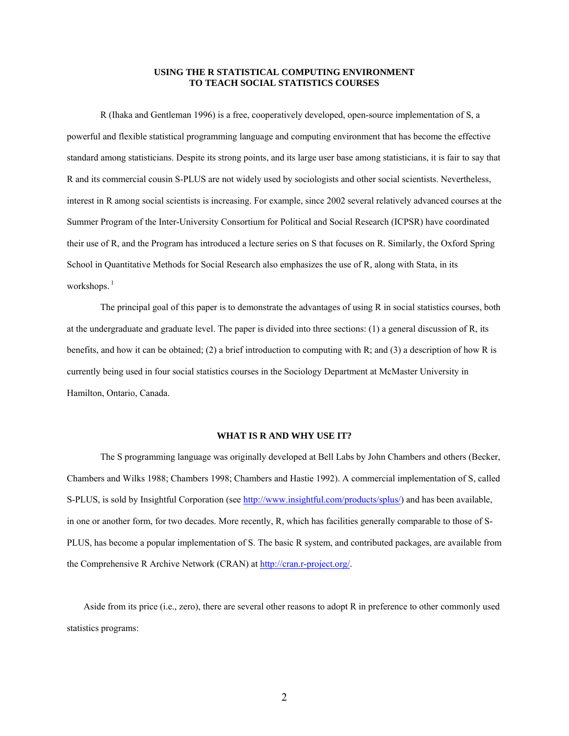# USING THE R STATISTICAL COMPUTING ENVIRONMENT TO TEACH SOCIAL STATISTICS COURSES

R (Ihaka and Gentleman 1996) is a free, cooperatively developed, open-source implementation of S, a powerful and flexible statistical programming language and computing environment that has become the effective standard among statisticians. Despite its strong points, and its large user base among statisticians, it is fair to say that R and its commercial cousin S-PLUS are not widely used by sociologists and other social scientists. Nevertheless, interest in R among social scientists is increasing. For example, since 2002 several relatively advanced courses at the Summer Program of the Inter-University Consortium for Political and Social Research (ICPSR) have coordinated their use of R, and the Program has introduced a lecture series on S that focuses on R. Similarly, the Oxford Spring School in Quantitative Methods for Social Research also emphasizes the use of R, along with Stata, in its workshops. [1]

The principal goal of this paper is to demonstrate the advantages of using R in social statistics courses, both at the undergraduate and graduate level. The paper is divided into three sections: (1) a general discussion of R, its benefits, and how it can be obtained; (2) a brief introduction to computing with R; and (3) a description of how R is currently being used in four social statistics courses in the Sociology Department at McMaster University in Hamilton, Ontario, Canada.

## WHAT IS R AND WHY USE IT?

The S programming language was originally developed at Bell Labs by John Chambers and others (Becker, Chambers and Wilks 1988; Chambers 1998; Chambers and Hastie 1992). A commercial implementation of S, called S-PLUS, is sold by Insightful Corporation (see http://www.insightful.com/products/splus/) and has been available, in one or another form, for two decades. More recently, R, which has facilities generally comparable to those of S-PLUS, has become a popular implementation of S. The basic R system, and contributed packages, are available from the Comprehensive R Archive Network (CRAN) at http://cran.r-project.org/.

Aside from its price (i.e., zero), there are several other reasons to adopt R in preference to other commonly used statistics programs: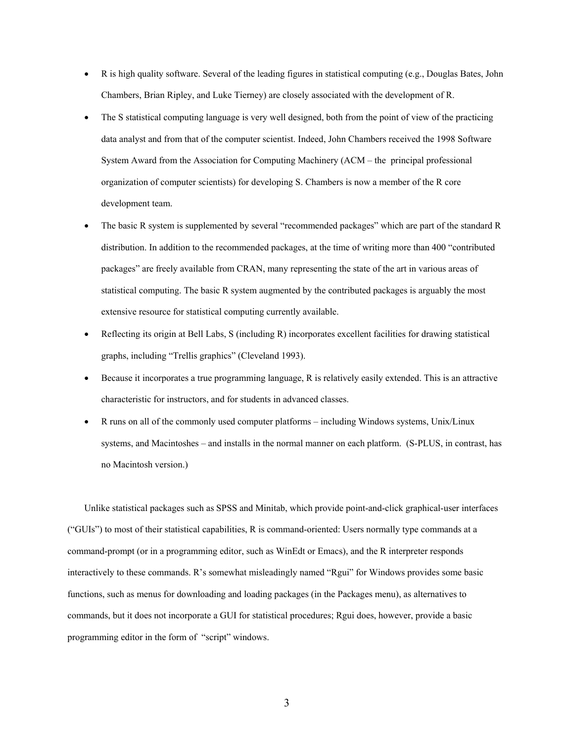- R is high quality software. Several of the leading figures in statistical computing (e.g., Douglas Bates, John Chambers, Brian Ripley, and Luke Tierney) are closely associated with the development of R.
- The S statistical computing language is very well designed, both from the point of view of the practicing data analyst and from that of the computer scientist. Indeed, John Chambers received the 1998 Software System Award from the Association for Computing Machinery (ACM – the principal professional organization of computer scientists) for developing S. Chambers is now a member of the R core development team.
- The basic R system is supplemented by several "recommended packages" which are part of the standard R distribution. In addition to the recommended packages, at the time of writing more than 400 "contributed packages" are freely available from CRAN, many representing the state of the art in various areas of statistical computing. The basic R system augmented by the contributed packages is arguably the most extensive resource for statistical computing currently available.
- Reflecting its origin at Bell Labs, S (including R) incorporates excellent facilities for drawing statistical graphs, including "Trellis graphics" (Cleveland 1993).
- Because it incorporates a true programming language, R is relatively easily extended. This is an attractive characteristic for instructors, and for students in advanced classes.
- R runs on all of the commonly used computer platforms – including Windows systems, Unix/Linux systems, and Macintoshes – and installs in the normal manner on each platform. (S-PLUS, in contrast, has no Macintosh version.)

Unlike statistical packages such as SPSS and Minitab, which provide point-and-click graphical-user interfaces ("GUIs") to most of their statistical capabilities, R is command-oriented: Users normally type commands at a command-prompt (or in a programming editor, such as WinEdt or Emacs), and the R interpreter responds interactively to these commands. R's somewhat misleadingly named "Rgui" for Windows provides some basic functions, such as menus for downloading and loading packages (in the Packages menu), as alternatives to commands, but it does not incorporate a GUI for statistical procedures; Rgui does, however, provide a basic programming editor in the form of "script" windows.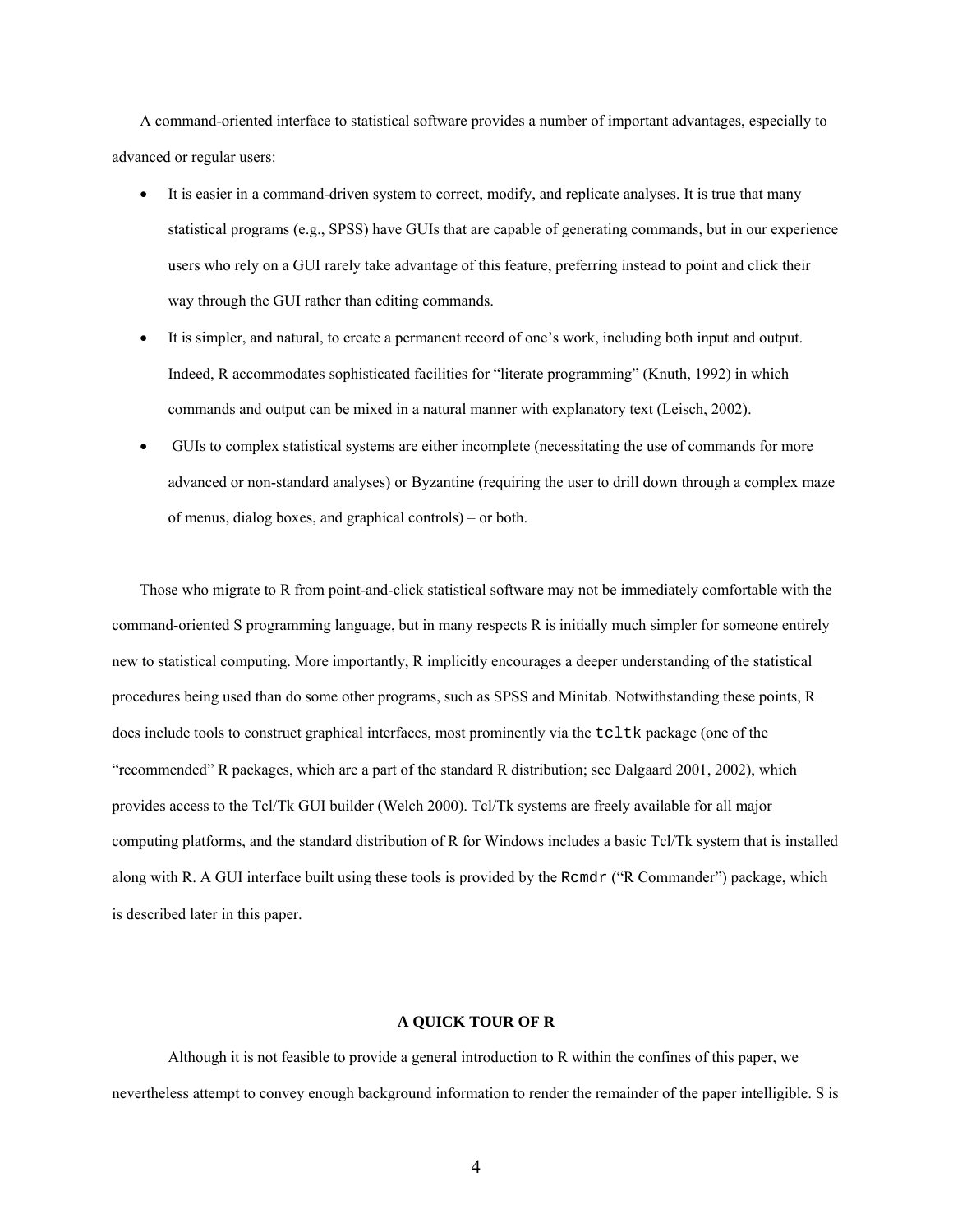A command-oriented interface to statistical software provides a number of important advantages, especially to advanced or regular users:

- It is easier in a command-driven system to correct, modify, and replicate analyses. It is true that many statistical programs (e.g., SPSS) have GUIs that are capable of generating commands, but in our experience users who rely on a GUI rarely take advantage of this feature, preferring instead to point and click their way through the GUI rather than editing commands.
- It is simpler, and natural, to create a permanent record of one's work, including both input and output. Indeed, R accommodates sophisticated facilities for "literate programming" (Knuth, 1992) in which commands and output can be mixed in a natural manner with explanatory text (Leisch, 2002).
- GUIs to complex statistical systems are either incomplete (necessitating the use of commands for more advanced or non-standard analyses) or Byzantine (requiring the user to drill down through a complex maze of menus, dialog boxes, and graphical controls) – or both.

Those who migrate to R from point-and-click statistical software may not be immediately comfortable with the command-oriented S programming language, but in many respects R is initially much simpler for someone entirely new to statistical computing. More importantly, R implicitly encourages a deeper understanding of the statistical procedures being used than do some other programs, such as SPSS and Minitab. Notwithstanding these points, R does include tools to construct graphical interfaces, most prominently via the `tcltk` package (one of the "recommended" R packages, which are a part of the standard R distribution; see Dalgaard 2001, 2002), which provides access to the Tcl/Tk GUI builder (Welch 2000). Tcl/Tk systems are freely available for all major computing platforms, and the standard distribution of R for Windows includes a basic Tcl/Tk system that is installed along with R. A GUI interface built using these tools is provided by the `Rcmdr` ("R Commander") package, which is described later in this paper.

## A QUICK TOUR OF R

Although it is not feasible to provide a general introduction to R within the confines of this paper, we nevertheless attempt to convey enough background information to render the remainder of the paper intelligible. S is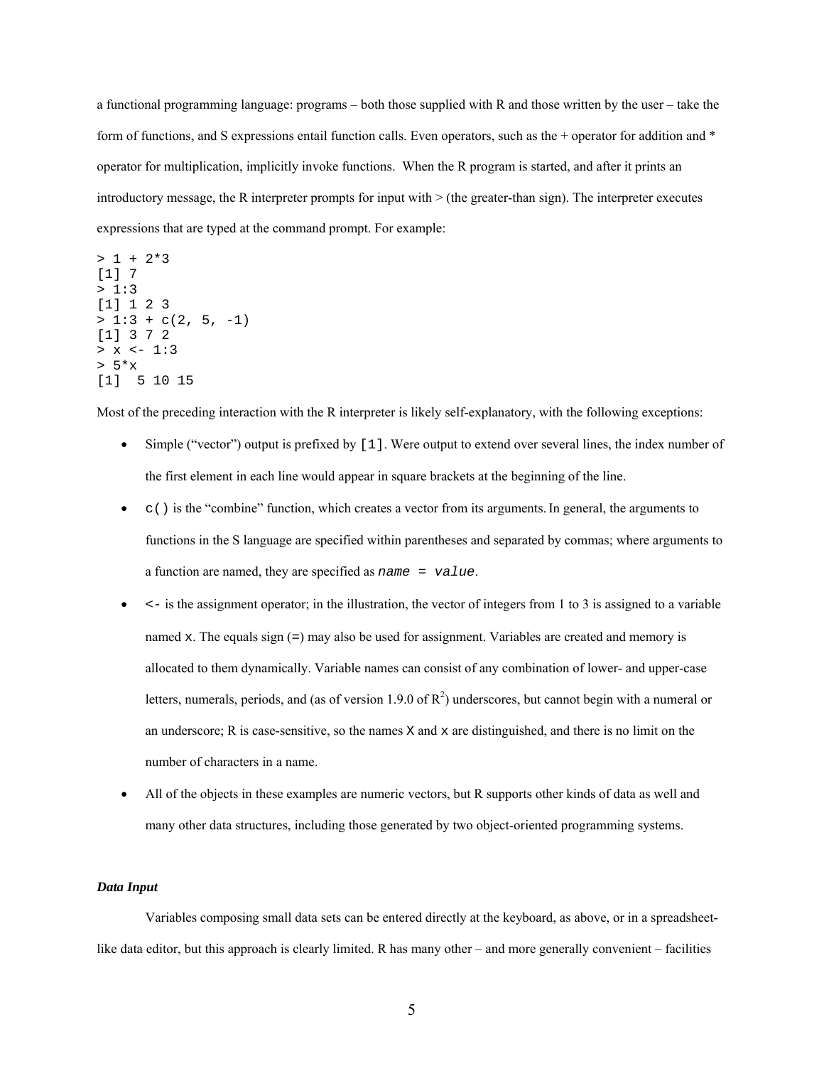a functional programming language: programs – both those supplied with R and those written by the user – take the form of functions, and S expressions entail function calls. Even operators, such as the + operator for addition and * operator for multiplication, implicitly invoke functions. When the R program is started, and after it prints an introductory message, the R interpreter prompts for input with > (the greater-than sign). The interpreter executes expressions that are typed at the command prompt. For example:

```
> 1 + 2*3
[1] 7
> 1:3
[1] 1 2 3
> 1:3 + c(2, 5, -1)
[1] 3 7 2
> x <- 1:3
> 5*x
[1]  5 10 15
```

Most of the preceding interaction with the R interpreter is likely self-explanatory, with the following exceptions:

- Simple ("vector") output is prefixed by `[1]`. Were output to extend over several lines, the index number of the first element in each line would appear in square brackets at the beginning of the line.
- `c()` is the "combine" function, which creates a vector from its arguments. In general, the arguments to functions in the S language are specified within parentheses and separated by commas; where arguments to a function are named, they are specified as *`name = value`*.
- `<-` is the assignment operator; in the illustration, the vector of integers from 1 to 3 is assigned to a variable named `x`. The equals sign (`=`) may also be used for assignment. Variables are created and memory is allocated to them dynamically. Variable names can consist of any combination of lower- and upper-case letters, numerals, periods, and (as of version 1.9.0 of R[2]) underscores, but cannot begin with a numeral or an underscore; R is case-sensitive, so the names `X` and `x` are distinguished, and there is no limit on the number of characters in a name.
- All of the objects in these examples are numeric vectors, but R supports other kinds of data as well and many other data structures, including those generated by two object-oriented programming systems.

***Data Input***

Variables composing small data sets can be entered directly at the keyboard, as above, or in a spreadsheet-like data editor, but this approach is clearly limited. R has many other – and more generally convenient – facilities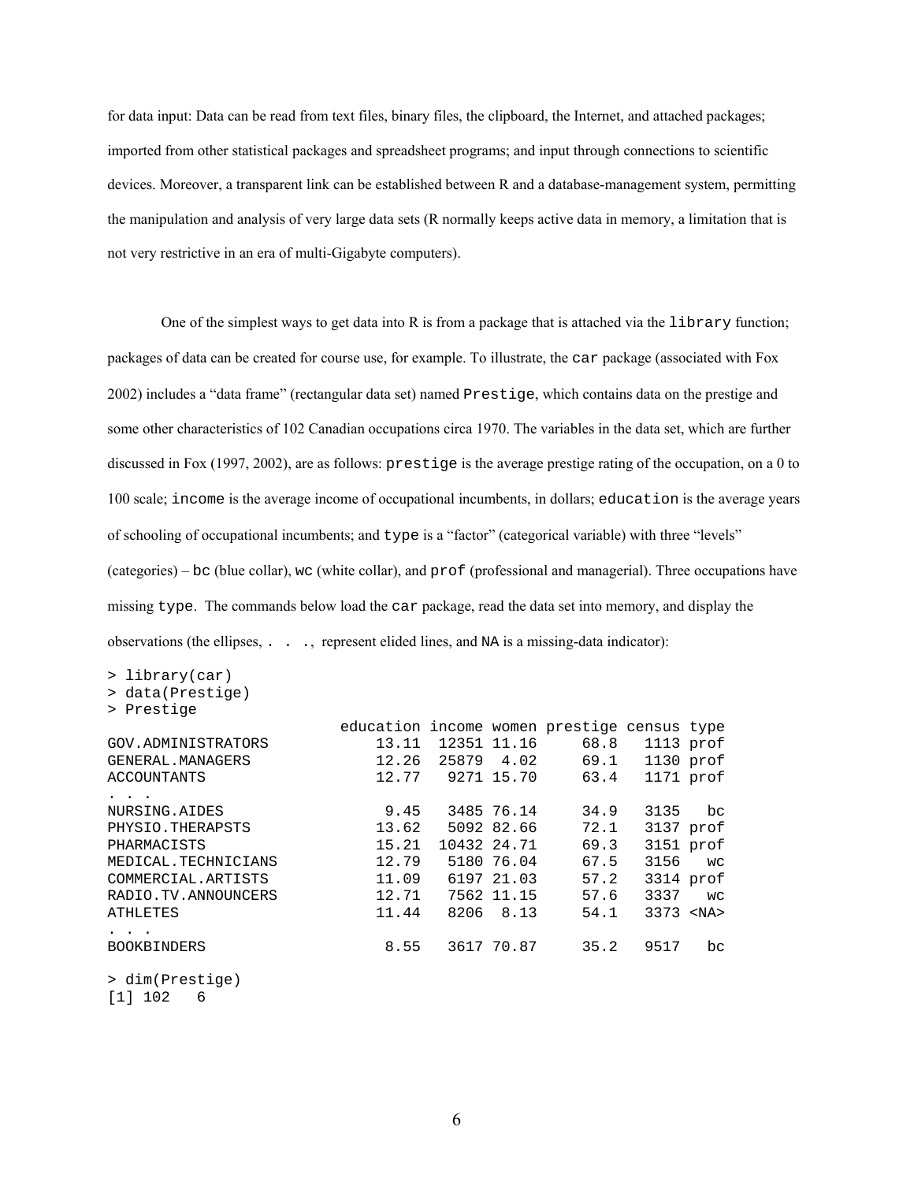for data input: Data can be read from text files, binary files, the clipboard, the Internet, and attached packages; imported from other statistical packages and spreadsheet programs; and input through connections to scientific devices. Moreover, a transparent link can be established between R and a database-management system, permitting the manipulation and analysis of very large data sets (R normally keeps active data in memory, a limitation that is not very restrictive in an era of multi-Gigabyte computers).

One of the simplest ways to get data into R is from a package that is attached via the `library` function; packages of data can be created for course use, for example. To illustrate, the `car` package (associated with Fox 2002) includes a "data frame" (rectangular data set) named `Prestige`, which contains data on the prestige and some other characteristics of 102 Canadian occupations circa 1970. The variables in the data set, which are further discussed in Fox (1997, 2002), are as follows: `prestige` is the average prestige rating of the occupation, on a 0 to 100 scale; `income` is the average income of occupational incumbents, in dollars; `education` is the average years of schooling of occupational incumbents; and `type` is a "factor" (categorical variable) with three "levels" (categories) – `bc` (blue collar), `wc` (white collar), and `prof` (professional and managerial). Three occupations have missing `type`. The commands below load the `car` package, read the data set into memory, and display the observations (the ellipses, `. . .`, represent elided lines, and `NA` is a missing-data indicator):

```
> library(car)
> data(Prestige)
> Prestige
                    education income women prestige census type
GOV.ADMINISTRATORS      13.11  12351 11.16     68.8   1113 prof
GENERAL.MANAGERS        12.26  25879  4.02     69.1   1130 prof
ACCOUNTANTS             12.77   9271 15.70     63.4   1171 prof
. . .
NURSING.AIDES            9.45   3485 76.14     34.9   3135   bc
PHYSIO.THERAPSTS        13.62   5092 82.66     72.1   3137 prof
PHARMACISTS             15.21  10432 24.71     69.3   3151 prof
MEDICAL.TECHNICIANS     12.79   5180 76.04     67.5   3156   wc
COMMERCIAL.ARTISTS      11.09   6197 21.03     57.2   3314 prof
RADIO.TV.ANNOUNCERS     12.71   7562 11.15     57.6   3337   wc
ATHLETES                11.44   8206  8.13     54.1   3373 <NA>
. . .
BOOKBINDERS              8.55   3617 70.87     35.2   9517   bc

> dim(Prestige)
[1] 102   6
```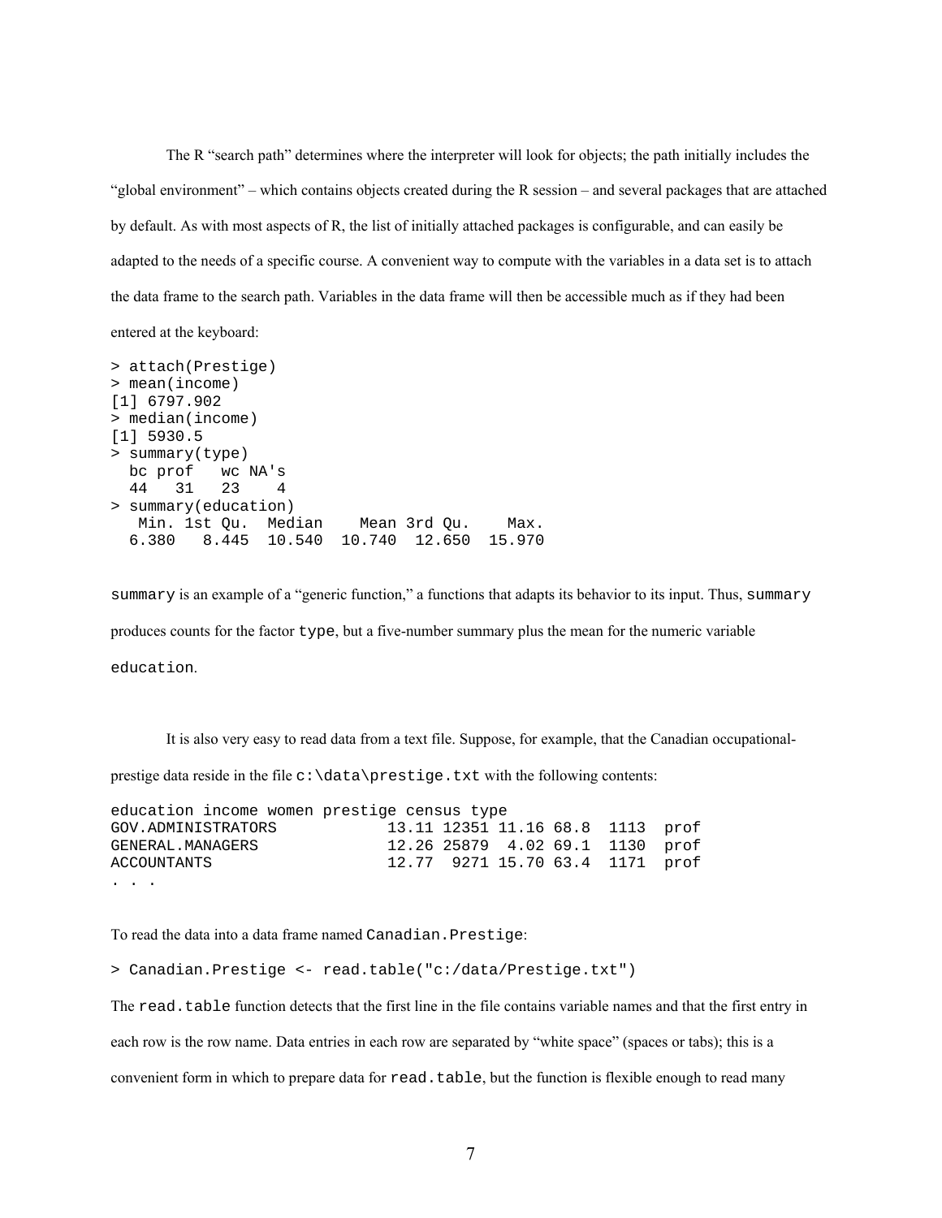The R "search path" determines where the interpreter will look for objects; the path initially includes the "global environment" – which contains objects created during the R session – and several packages that are attached by default. As with most aspects of R, the list of initially attached packages is configurable, and can easily be adapted to the needs of a specific course. A convenient way to compute with the variables in a data set is to attach the data frame to the search path. Variables in the data frame will then be accessible much as if they had been entered at the keyboard:

```
> attach(Prestige)
> mean(income)
[1] 6797.902
> median(income)
[1] 5930.5
> summary(type)
  bc prof   wc NA's
  44   31   23    4
> summary(education)
   Min. 1st Qu.  Median    Mean 3rd Qu.    Max.
  6.380   8.445  10.540  10.740  12.650  15.970
```

`summary` is an example of a "generic function," a functions that adapts its behavior to its input. Thus, `summary` produces counts for the factor `type`, but a five-number summary plus the mean for the numeric variable `education`.

It is also very easy to read data from a text file. Suppose, for example, that the Canadian occupational-prestige data reside in the file `c:\data\prestige.txt` with the following contents:

```
education income women prestige census type
GOV.ADMINISTRATORS            13.11 12351 11.16 68.8  1113  prof
GENERAL.MANAGERS              12.26 25879  4.02 69.1  1130  prof
ACCOUNTANTS                   12.77  9271 15.70 63.4  1171  prof
. . .
```

To read the data into a data frame named `Canadian.Prestige`:

```
> Canadian.Prestige <- read.table("c:/data/Prestige.txt")
```

The `read.table` function detects that the first line in the file contains variable names and that the first entry in each row is the row name. Data entries in each row are separated by "white space" (spaces or tabs); this is a convenient form in which to prepare data for `read.table`, but the function is flexible enough to read many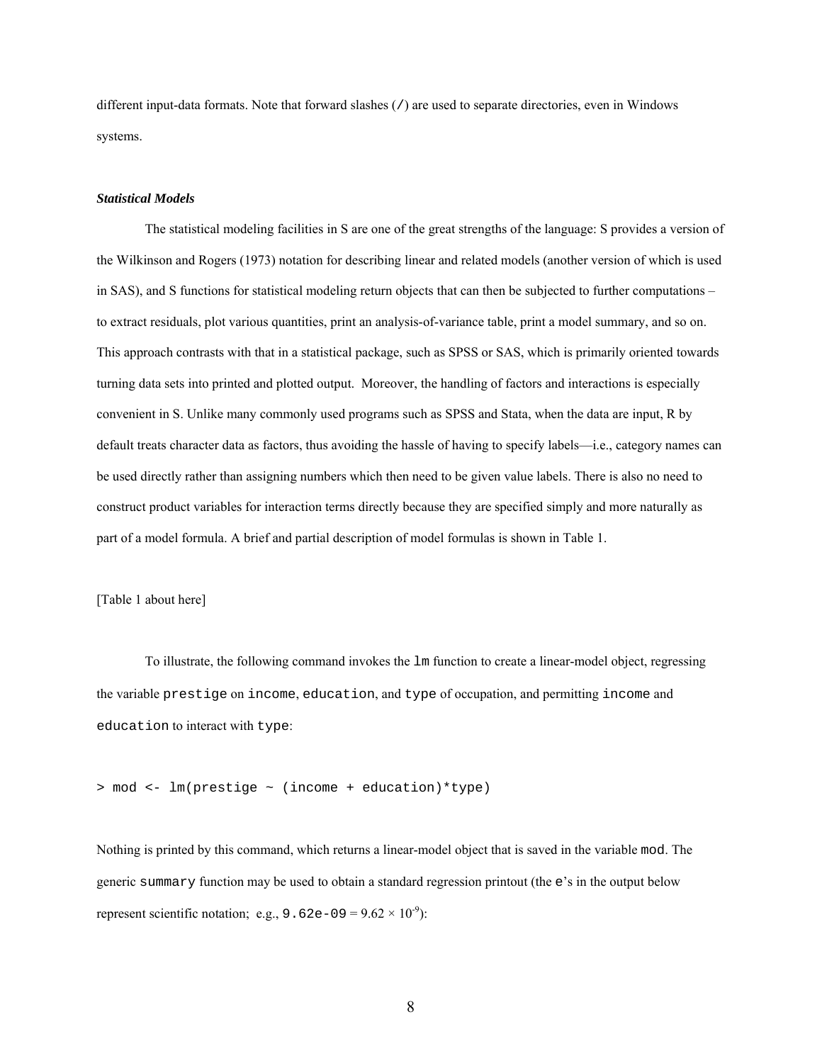different input-data formats. Note that forward slashes (`/`) are used to separate directories, even in Windows systems.

### *Statistical Models*

The statistical modeling facilities in S are one of the great strengths of the language: S provides a version of the Wilkinson and Rogers (1973) notation for describing linear and related models (another version of which is used in SAS), and S functions for statistical modeling return objects that can then be subjected to further computations – to extract residuals, plot various quantities, print an analysis-of-variance table, print a model summary, and so on. This approach contrasts with that in a statistical package, such as SPSS or SAS, which is primarily oriented towards turning data sets into printed and plotted output. Moreover, the handling of factors and interactions is especially convenient in S. Unlike many commonly used programs such as SPSS and Stata, when the data are input, R by default treats character data as factors, thus avoiding the hassle of having to specify labels—i.e., category names can be used directly rather than assigning numbers which then need to be given value labels. There is also no need to construct product variables for interaction terms directly because they are specified simply and more naturally as part of a model formula. A brief and partial description of model formulas is shown in Table 1.

[Table 1 about here]

To illustrate, the following command invokes the `lm` function to create a linear-model object, regressing the variable `prestige` on `income`, `education`, and `type` of occupation, and permitting `income` and `education` to interact with `type`:

```
> mod <- lm(prestige ~ (income + education)*type)
```

Nothing is printed by this command, which returns a linear-model object that is saved in the variable `mod`. The generic `summary` function may be used to obtain a standard regression printout (the `e`'s in the output below represent scientific notation; e.g., `9.62e-09` = $9.62 \times 10^{-9}$):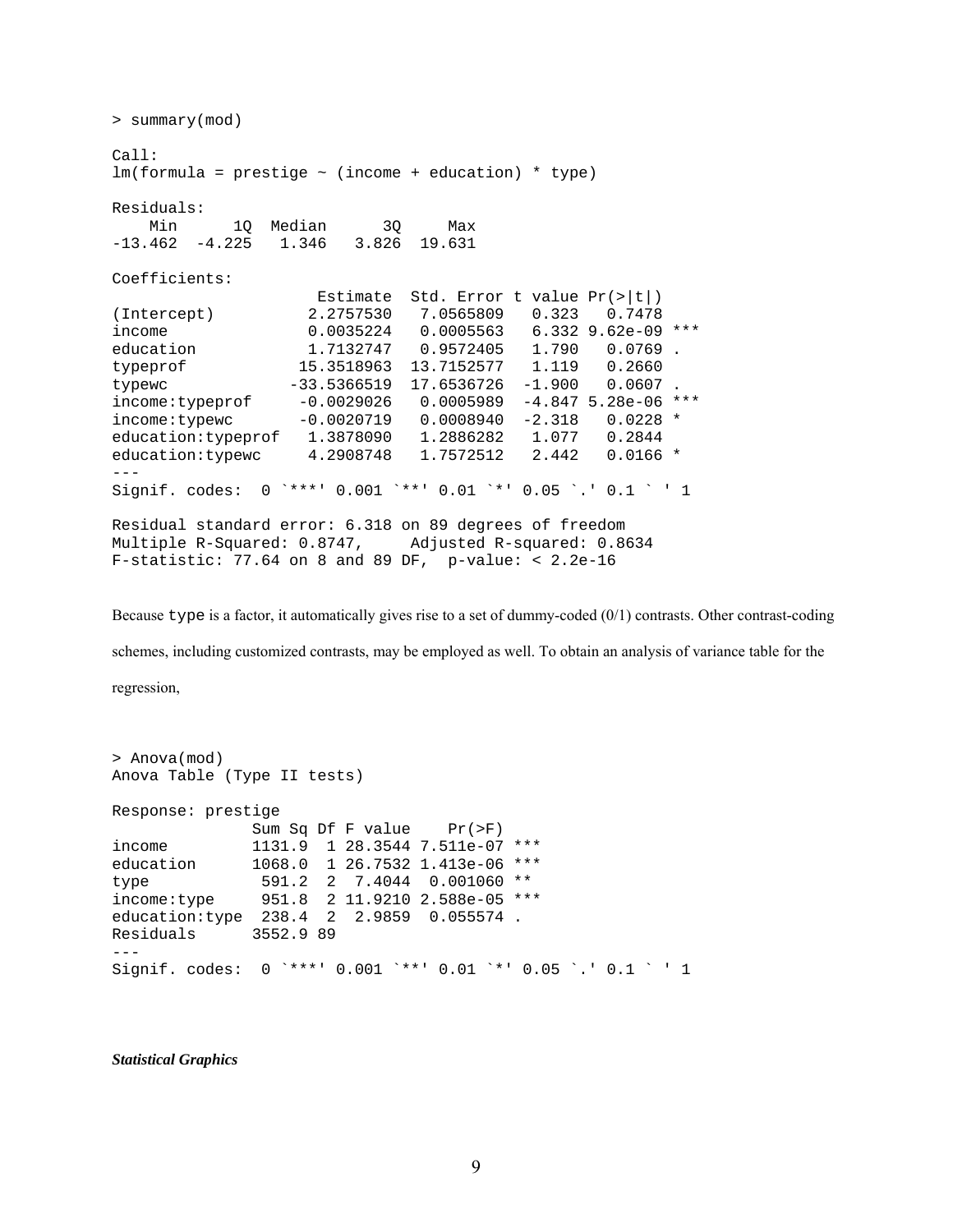```
> summary(mod)

Call:
lm(formula = prestige ~ (income + education) * type)

Residuals:
    Min      1Q  Median      3Q     Max 
-13.462  -4.225   1.346   3.826  19.631 

Coefficients:
                     Estimate  Std. Error t value Pr(>|t|)    
(Intercept)         2.2757530   7.0565809   0.323   0.7478    
income              0.0035224   0.0005563   6.332 9.62e-09 ***
education           1.7132747   0.9572405   1.790   0.0769 .  
typeprof           15.3518963  13.7152577   1.119   0.2660    
typewc            -33.5366519  17.6536726  -1.900   0.0607 .  
income:typeprof    -0.0029026   0.0005989  -4.847 5.28e-06 ***
income:typewc      -0.0020719   0.0008940  -2.318   0.0228 *  
education:typeprof  1.3878090   1.2886282   1.077   0.2844    
education:typewc    4.2908748   1.7572512   2.442   0.0166 *  
---
Signif. codes:  0 `***' 0.001 `**' 0.01 `*' 0.05 `.' 0.1 ` ' 1 

Residual standard error: 6.318 on 89 degrees of freedom
Multiple R-Squared: 0.8747,     Adjusted R-squared: 0.8634 
F-statistic: 77.64 on 8 and 89 DF,  p-value: < 2.2e-16 
```

Because `type` is a factor, it automatically gives rise to a set of dummy-coded (0/1) contrasts. Other contrast-coding schemes, including customized contrasts, may be employed as well. To obtain an analysis of variance table for the regression,

```
> Anova(mod)
Anova Table (Type II tests)

Response: prestige
               Sum Sq Df F value    Pr(>F)    
income         1131.9  1 28.3544 7.511e-07 ***
education      1068.0  1 26.7532 1.413e-06 ***
type            591.2  2  7.4044  0.001060 ** 
income:type     951.8  2 11.9210 2.588e-05 ***
education:type  238.4  2  2.9859  0.055574 .  
Residuals      3552.9 89                      
---
Signif. codes:  0 `***' 0.001 `**' 0.01 `*' 0.05 `.' 0.1 ` ' 1 
```

***Statistical Graphics***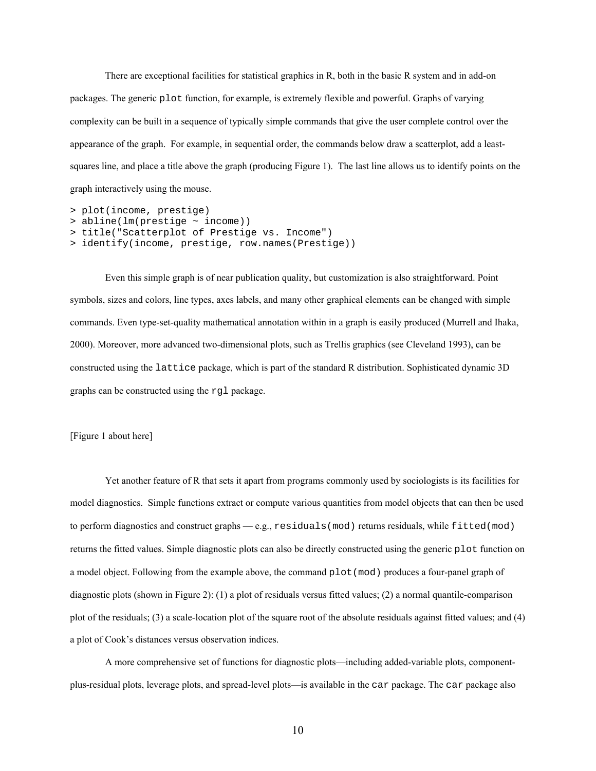There are exceptional facilities for statistical graphics in R, both in the basic R system and in add-on packages. The generic `plot` function, for example, is extremely flexible and powerful. Graphs of varying complexity can be built in a sequence of typically simple commands that give the user complete control over the appearance of the graph. For example, in sequential order, the commands below draw a scatterplot, add a least-squares line, and place a title above the graph (producing Figure 1). The last line allows us to identify points on the graph interactively using the mouse.

```
> plot(income, prestige)
> abline(lm(prestige ~ income))
> title("Scatterplot of Prestige vs. Income")
> identify(income, prestige, row.names(Prestige))
```

Even this simple graph is of near publication quality, but customization is also straightforward. Point symbols, sizes and colors, line types, axes labels, and many other graphical elements can be changed with simple commands. Even type-set-quality mathematical annotation within in a graph is easily produced (Murrell and Ihaka, 2000). Moreover, more advanced two-dimensional plots, such as Trellis graphics (see Cleveland 1993), can be constructed using the `lattice` package, which is part of the standard R distribution. Sophisticated dynamic 3D graphs can be constructed using the `rgl` package.

[Figure 1 about here]

Yet another feature of R that sets it apart from programs commonly used by sociologists is its facilities for model diagnostics. Simple functions extract or compute various quantities from model objects that can then be used to perform diagnostics and construct graphs — e.g., `residuals(mod)` returns residuals, while `fitted(mod)` returns the fitted values. Simple diagnostic plots can also be directly constructed using the generic `plot` function on a model object. Following from the example above, the command `plot(mod)` produces a four-panel graph of diagnostic plots (shown in Figure 2): (1) a plot of residuals versus fitted values; (2) a normal quantile-comparison plot of the residuals; (3) a scale-location plot of the square root of the absolute residuals against fitted values; and (4) a plot of Cook's distances versus observation indices.

A more comprehensive set of functions for diagnostic plots—including added-variable plots, component-plus-residual plots, leverage plots, and spread-level plots—is available in the `car` package. The `car` package also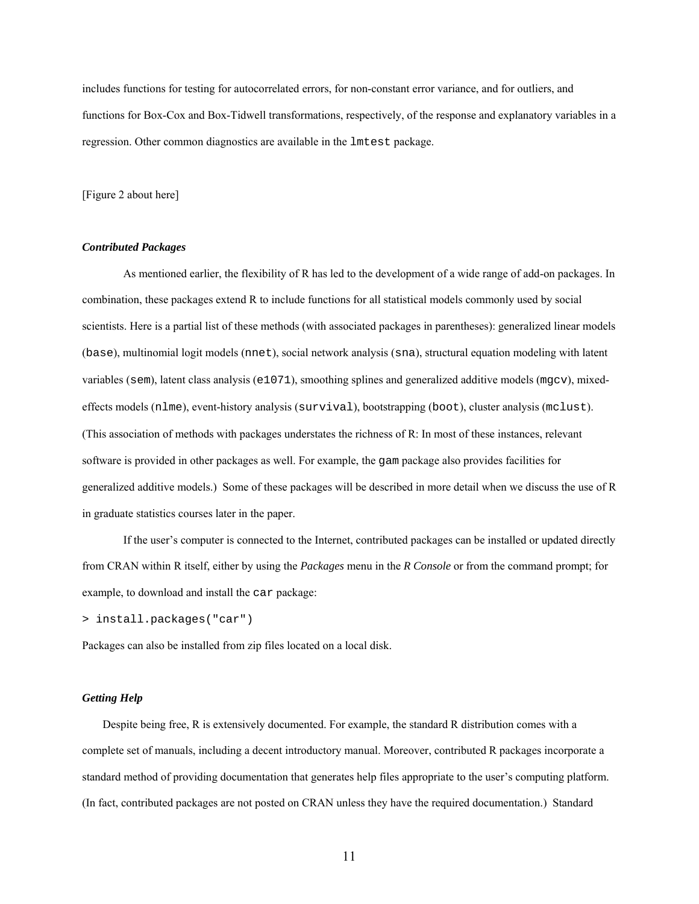includes functions for testing for autocorrelated errors, for non-constant error variance, and for outliers, and functions for Box-Cox and Box-Tidwell transformations, respectively, of the response and explanatory variables in a regression. Other common diagnostics are available in the `lmtest` package.

[Figure 2 about here]

***Contributed Packages***

As mentioned earlier, the flexibility of R has led to the development of a wide range of add-on packages. In combination, these packages extend R to include functions for all statistical models commonly used by social scientists. Here is a partial list of these methods (with associated packages in parentheses): generalized linear models (`base`), multinomial logit models (`nnet`), social network analysis (`sna`), structural equation modeling with latent variables (`sem`), latent class analysis (`e1071`), smoothing splines and generalized additive models (`mgcv`), mixed-effects models (`nlme`), event-history analysis (`survival`), bootstrapping (`boot`), cluster analysis (`mclust`). (This association of methods with packages understates the richness of R: In most of these instances, relevant software is provided in other packages as well. For example, the `gam` package also provides facilities for generalized additive models.) Some of these packages will be described in more detail when we discuss the use of R in graduate statistics courses later in the paper.

If the user's computer is connected to the Internet, contributed packages can be installed or updated directly from CRAN within R itself, either by using the *Packages* menu in the *R Console* or from the command prompt; for example, to download and install the `car` package:

```
> install.packages("car")
```

Packages can also be installed from zip files located on a local disk.

***Getting Help***

Despite being free, R is extensively documented. For example, the standard R distribution comes with a complete set of manuals, including a decent introductory manual. Moreover, contributed R packages incorporate a standard method of providing documentation that generates help files appropriate to the user's computing platform. (In fact, contributed packages are not posted on CRAN unless they have the required documentation.) Standard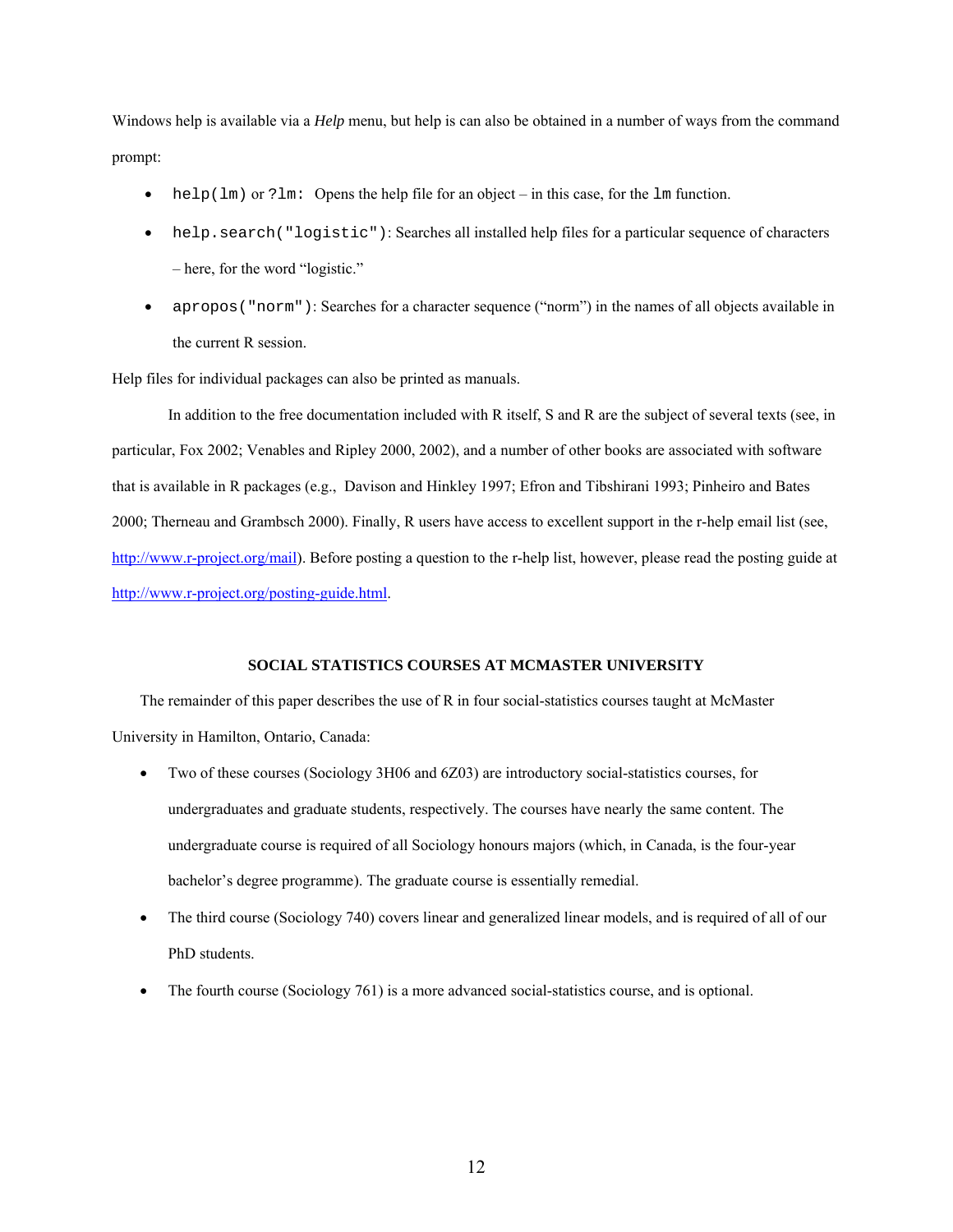Windows help is available via a *Help* menu, but help is can also be obtained in a number of ways from the command prompt:

- `help(lm)` or `?lm:` Opens the help file for an object – in this case, for the `lm` function.
- `help.search("logistic")`: Searches all installed help files for a particular sequence of characters – here, for the word "logistic."
- `apropos("norm")`: Searches for a character sequence ("norm") in the names of all objects available in the current R session.

Help files for individual packages can also be printed as manuals.

In addition to the free documentation included with R itself, S and R are the subject of several texts (see, in particular, Fox 2002; Venables and Ripley 2000, 2002), and a number of other books are associated with software that is available in R packages (e.g., Davison and Hinkley 1997; Efron and Tibshirani 1993; Pinheiro and Bates 2000; Therneau and Grambsch 2000). Finally, R users have access to excellent support in the r-help email list (see, http://www.r-project.org/mail). Before posting a question to the r-help list, however, please read the posting guide at http://www.r-project.org/posting-guide.html.

## SOCIAL STATISTICS COURSES AT MCMASTER UNIVERSITY

The remainder of this paper describes the use of R in four social-statistics courses taught at McMaster University in Hamilton, Ontario, Canada:

- Two of these courses (Sociology 3H06 and 6Z03) are introductory social-statistics courses, for undergraduates and graduate students, respectively. The courses have nearly the same content. The undergraduate course is required of all Sociology honours majors (which, in Canada, is the four-year bachelor's degree programme). The graduate course is essentially remedial.
- The third course (Sociology 740) covers linear and generalized linear models, and is required of all of our PhD students.
- The fourth course (Sociology 761) is a more advanced social-statistics course, and is optional.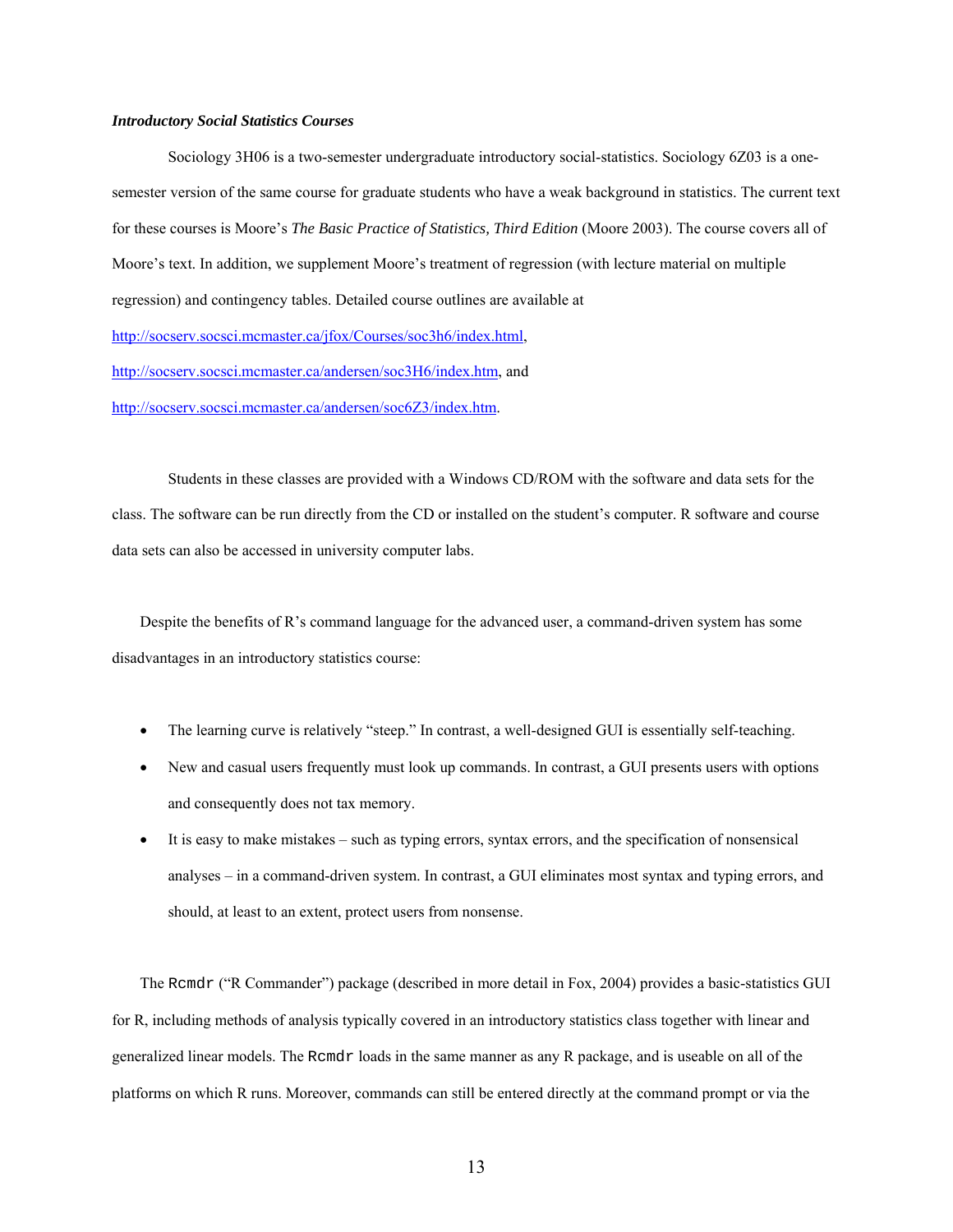***Introductory Social Statistics Courses***

Sociology 3H06 is a two-semester undergraduate introductory social-statistics. Sociology 6Z03 is a one-semester version of the same course for graduate students who have a weak background in statistics. The current text for these courses is Moore's *The Basic Practice of Statistics, Third Edition* (Moore 2003). The course covers all of Moore's text. In addition, we supplement Moore's treatment of regression (with lecture material on multiple regression) and contingency tables. Detailed course outlines are available at
http://socserv.socsci.mcmaster.ca/jfox/Courses/soc3h6/index.html,
http://socserv.socsci.mcmaster.ca/andersen/soc3H6/index.htm, and
http://socserv.socsci.mcmaster.ca/andersen/soc6Z3/index.htm.

Students in these classes are provided with a Windows CD/ROM with the software and data sets for the class. The software can be run directly from the CD or installed on the student's computer. R software and course data sets can also be accessed in university computer labs.

Despite the benefits of R's command language for the advanced user, a command-driven system has some disadvantages in an introductory statistics course:

- The learning curve is relatively "steep." In contrast, a well-designed GUI is essentially self-teaching.
- New and casual users frequently must look up commands. In contrast, a GUI presents users with options and consequently does not tax memory.
- It is easy to make mistakes – such as typing errors, syntax errors, and the specification of nonsensical analyses – in a command-driven system. In contrast, a GUI eliminates most syntax and typing errors, and should, at least to an extent, protect users from nonsense.

The `Rcmdr` ("R Commander") package (described in more detail in Fox, 2004) provides a basic-statistics GUI for R, including methods of analysis typically covered in an introductory statistics class together with linear and generalized linear models. The `Rcmdr` loads in the same manner as any R package, and is useable on all of the platforms on which R runs. Moreover, commands can still be entered directly at the command prompt or via the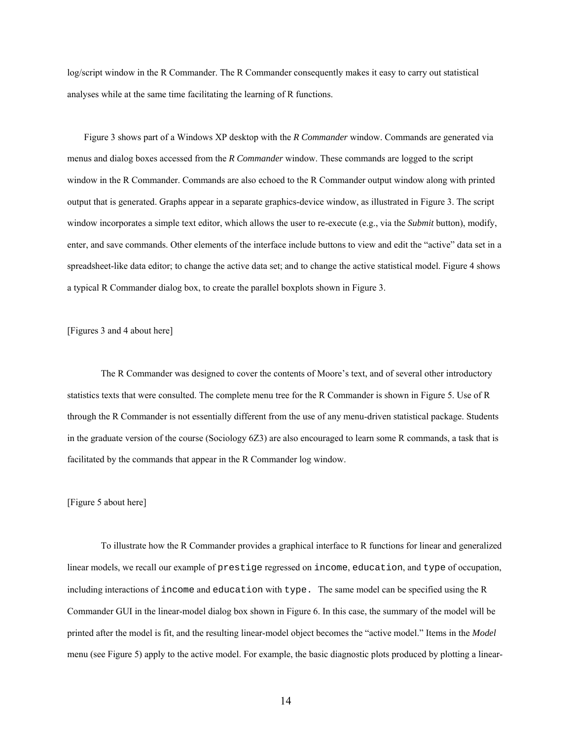log/script window in the R Commander. The R Commander consequently makes it easy to carry out statistical analyses while at the same time facilitating the learning of R functions.

Figure 3 shows part of a Windows XP desktop with the *R Commander* window. Commands are generated via menus and dialog boxes accessed from the *R Commander* window. These commands are logged to the script window in the R Commander. Commands are also echoed to the R Commander output window along with printed output that is generated. Graphs appear in a separate graphics-device window, as illustrated in Figure 3. The script window incorporates a simple text editor, which allows the user to re-execute (e.g., via the ***Submit*** button), modify, enter, and save commands. Other elements of the interface include buttons to view and edit the "active" data set in a spreadsheet-like data editor; to change the active data set; and to change the active statistical model. Figure 4 shows a typical R Commander dialog box, to create the parallel boxplots shown in Figure 3.

[Figures 3 and 4 about here]

The R Commander was designed to cover the contents of Moore's text, and of several other introductory statistics texts that were consulted. The complete menu tree for the R Commander is shown in Figure 5. Use of R through the R Commander is not essentially different from the use of any menu-driven statistical package. Students in the graduate version of the course (Sociology 6Z3) are also encouraged to learn some R commands, a task that is facilitated by the commands that appear in the R Commander log window.

[Figure 5 about here]

To illustrate how the R Commander provides a graphical interface to R functions for linear and generalized linear models, we recall our example of `prestige` regressed on `income`, `education`, and `type` of occupation, including interactions of `income` and `education` with `type.` The same model can be specified using the R Commander GUI in the linear-model dialog box shown in Figure 6. In this case, the summary of the model will be printed after the model is fit, and the resulting linear-model object becomes the "active model." Items in the *Model* menu (see Figure 5) apply to the active model. For example, the basic diagnostic plots produced by plotting a linear-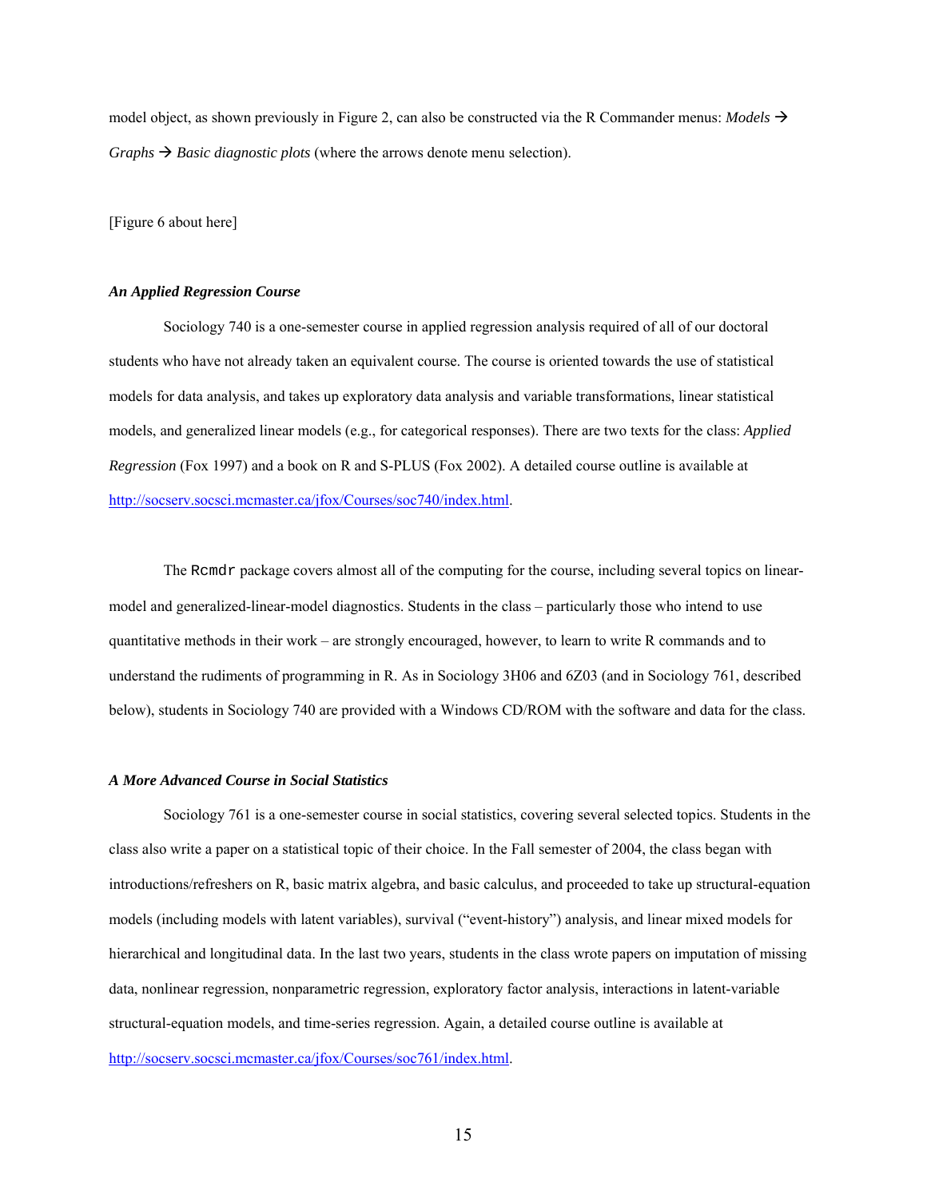model object, as shown previously in Figure 2, can also be constructed via the R Commander menus: *Models* → *Graphs* → *Basic diagnostic plots* (where the arrows denote menu selection).

[Figure 6 about here]

### *An Applied Regression Course*

Sociology 740 is a one-semester course in applied regression analysis required of all of our doctoral students who have not already taken an equivalent course. The course is oriented towards the use of statistical models for data analysis, and takes up exploratory data analysis and variable transformations, linear statistical models, and generalized linear models (e.g., for categorical responses). There are two texts for the class: *Applied Regression* (Fox 1997) and a book on R and S-PLUS (Fox 2002). A detailed course outline is available at http://socserv.socsci.mcmaster.ca/jfox/Courses/soc740/index.html.

The `Rcmdr` package covers almost all of the computing for the course, including several topics on linear-model and generalized-linear-model diagnostics. Students in the class – particularly those who intend to use quantitative methods in their work – are strongly encouraged, however, to learn to write R commands and to understand the rudiments of programming in R. As in Sociology 3H06 and 6Z03 (and in Sociology 761, described below), students in Sociology 740 are provided with a Windows CD/ROM with the software and data for the class.

### *A More Advanced Course in Social Statistics*

Sociology 761 is a one-semester course in social statistics, covering several selected topics. Students in the class also write a paper on a statistical topic of their choice. In the Fall semester of 2004, the class began with introductions/refreshers on R, basic matrix algebra, and basic calculus, and proceeded to take up structural-equation models (including models with latent variables), survival ("event-history") analysis, and linear mixed models for hierarchical and longitudinal data. In the last two years, students in the class wrote papers on imputation of missing data, nonlinear regression, nonparametric regression, exploratory factor analysis, interactions in latent-variable structural-equation models, and time-series regression. Again, a detailed course outline is available at http://socserv.socsci.mcmaster.ca/jfox/Courses/soc761/index.html.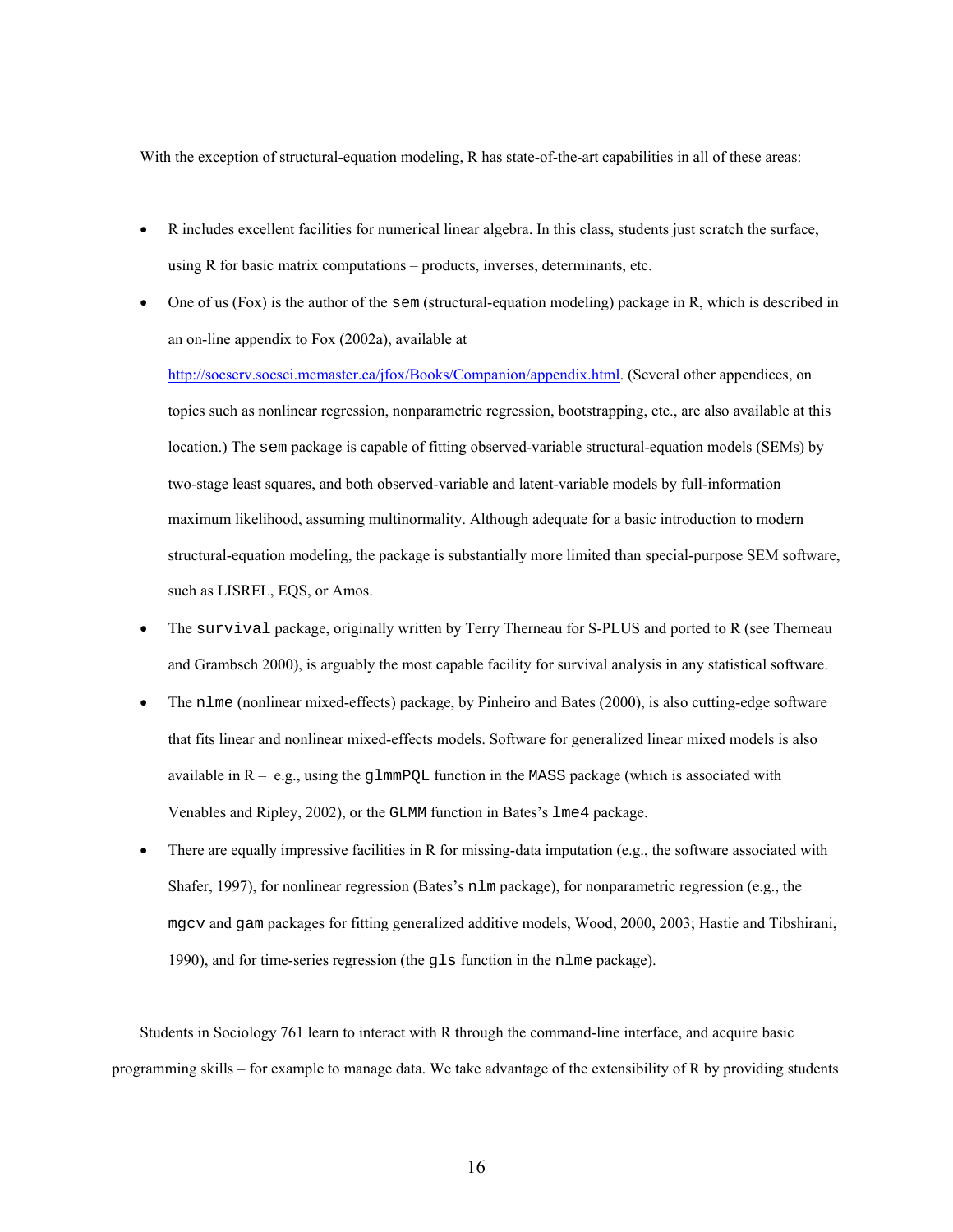With the exception of structural-equation modeling, R has state-of-the-art capabilities in all of these areas:

- R includes excellent facilities for numerical linear algebra. In this class, students just scratch the surface, using R for basic matrix computations – products, inverses, determinants, etc.
- One of us (Fox) is the author of the `sem` (structural-equation modeling) package in R, which is described in an on-line appendix to Fox (2002a), available at [http://socserv.socsci.mcmaster.ca/jfox/Books/Companion/appendix.html](http://socserv.socsci.mcmaster.ca/jfox/Books/Companion/appendix.html). (Several other appendices, on topics such as nonlinear regression, nonparametric regression, bootstrapping, etc., are also available at this location.) The `sem` package is capable of fitting observed-variable structural-equation models (SEMs) by two-stage least squares, and both observed-variable and latent-variable models by full-information maximum likelihood, assuming multinormality. Although adequate for a basic introduction to modern structural-equation modeling, the package is substantially more limited than special-purpose SEM software, such as LISREL, EQS, or Amos.
- The `survival` package, originally written by Terry Therneau for S-PLUS and ported to R (see Therneau and Grambsch 2000), is arguably the most capable facility for survival analysis in any statistical software.
- The `nlme` (nonlinear mixed-effects) package, by Pinheiro and Bates (2000), is also cutting-edge software that fits linear and nonlinear mixed-effects models. Software for generalized linear mixed models is also available in R – e.g., using the `glmmPQL` function in the `MASS` package (which is associated with Venables and Ripley, 2002), or the `GLMM` function in Bates's `lme4` package.
- There are equally impressive facilities in R for missing-data imputation (e.g., the software associated with Shafer, 1997), for nonlinear regression (Bates's `nlm` package), for nonparametric regression (e.g., the `mgcv` and `gam` packages for fitting generalized additive models, Wood, 2000, 2003; Hastie and Tibshirani, 1990), and for time-series regression (the `gls` function in the `nlme` package).

Students in Sociology 761 learn to interact with R through the command-line interface, and acquire basic programming skills – for example to manage data. We take advantage of the extensibility of R by providing students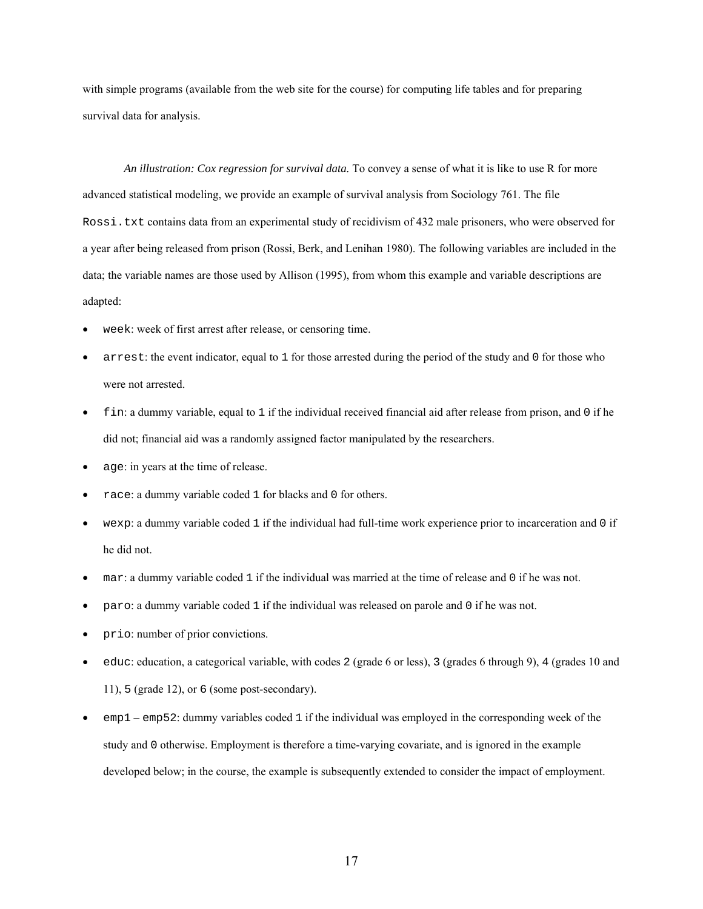with simple programs (available from the web site for the course) for computing life tables and for preparing survival data for analysis.

*An illustration: Cox regression for survival data.* To convey a sense of what it is like to use R for more advanced statistical modeling, we provide an example of survival analysis from Sociology 761. The file `Rossi.txt` contains data from an experimental study of recidivism of 432 male prisoners, who were observed for a year after being released from prison (Rossi, Berk, and Lenihan 1980). The following variables are included in the data; the variable names are those used by Allison (1995), from whom this example and variable descriptions are adapted:

- `week`: week of first arrest after release, or censoring time.
- `arrest`: the event indicator, equal to `1` for those arrested during the period of the study and `0` for those who were not arrested.
- `fin`: a dummy variable, equal to `1` if the individual received financial aid after release from prison, and `0` if he did not; financial aid was a randomly assigned factor manipulated by the researchers.
- `age`: in years at the time of release.
- `race`: a dummy variable coded `1` for blacks and `0` for others.
- `wexp`: a dummy variable coded `1` if the individual had full-time work experience prior to incarceration and `0` if he did not.
- `mar`: a dummy variable coded `1` if the individual was married at the time of release and `0` if he was not.
- `paro`: a dummy variable coded `1` if the individual was released on parole and `0` if he was not.
- `prio`: number of prior convictions.
- `educ`: education, a categorical variable, with codes `2` (grade 6 or less), `3` (grades 6 through 9), `4` (grades 10 and 11), `5` (grade 12), or `6` (some post-secondary).
- `emp1` – `emp52`: dummy variables coded `1` if the individual was employed in the corresponding week of the study and `0` otherwise. Employment is therefore a time-varying covariate, and is ignored in the example developed below; in the course, the example is subsequently extended to consider the impact of employment.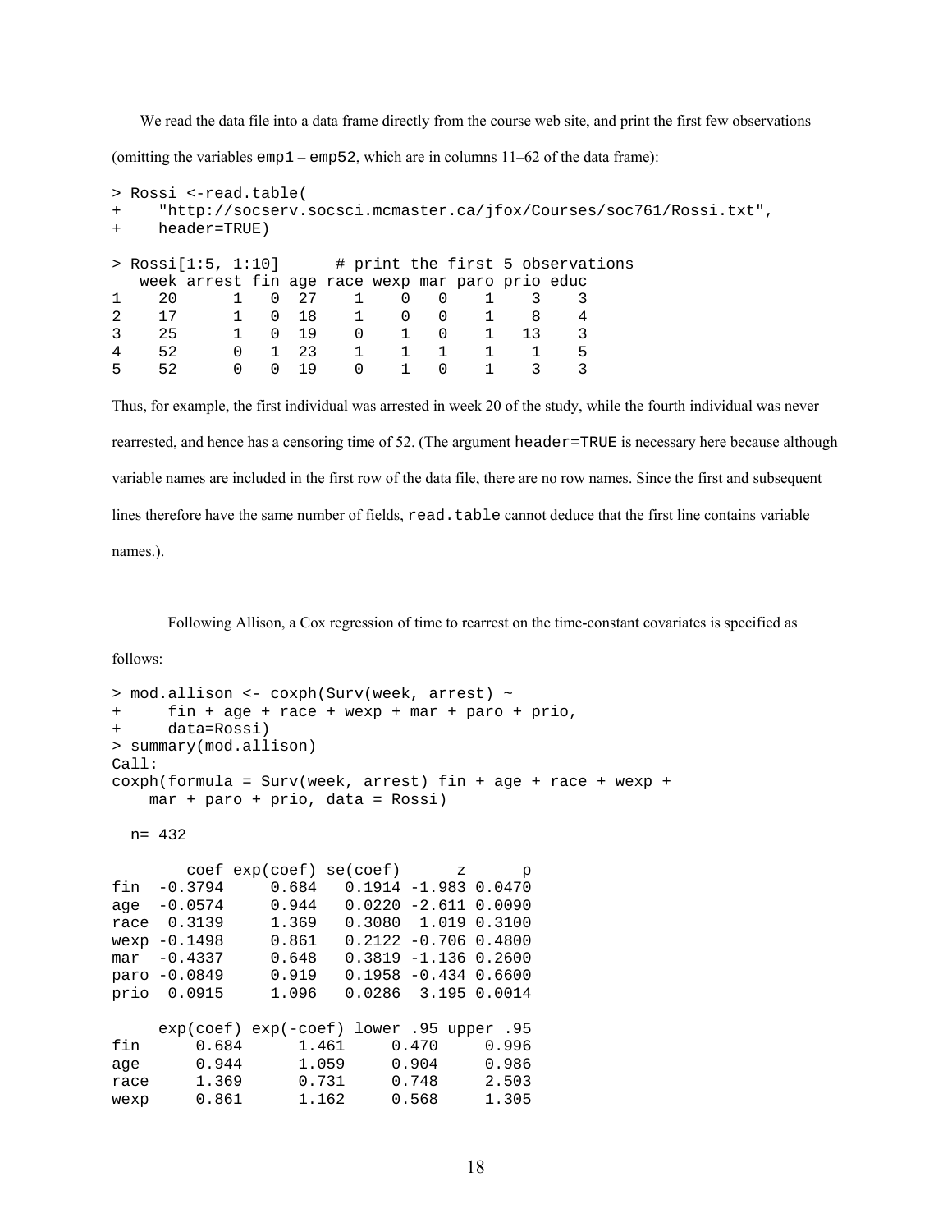We read the data file into a data frame directly from the course web site, and print the first few observations (omitting the variables `emp1` – `emp52`, which are in columns 11–62 of the data frame):

```
> Rossi <-read.table(
+    "http://socserv.socsci.mcmaster.ca/jfox/Courses/soc761/Rossi.txt",
+    header=TRUE)

> Rossi[1:5, 1:10]      # print the first 5 observations
  week arrest fin age race wexp mar paro prio educ
1   20      1   0  27    1    0   0    1    3    3
2   17      1   0  18    1    0   0    1    8    4
3   25      1   0  19    0    1   0    1   13    3
4   52      0   1  23    1    1   1    1    1    5
5   52      0   0  19    0    1   0    1    3    3
```

Thus, for example, the first individual was arrested in week 20 of the study, while the fourth individual was never rearrested, and hence has a censoring time of 52. (The argument `header=TRUE` is necessary here because although variable names are included in the first row of the data file, there are no row names. Since the first and subsequent lines therefore have the same number of fields, `read.table` cannot deduce that the first line contains variable names.).

Following Allison, a Cox regression of time to rearrest on the time-constant covariates is specified as follows:

```
> mod.allison <- coxph(Surv(week, arrest) ~
+     fin + age + race + wexp + mar + paro + prio,
+     data=Rossi)
> summary(mod.allison)
Call:
coxph(formula = Surv(week, arrest) fin + age + race + wexp +
    mar + paro + prio, data = Rossi)

  n= 432

        coef exp(coef) se(coef)      z      p
fin  -0.3794     0.684   0.1914 -1.983 0.0470
age  -0.0574     0.944   0.0220 -2.611 0.0090
race  0.3139     1.369   0.3080  1.019 0.3100
wexp -0.1498     0.861   0.2122 -0.706 0.4800
mar  -0.4337     0.648   0.3819 -1.136 0.2600
paro -0.0849     0.919   0.1958 -0.434 0.6600
prio  0.0915     1.096   0.0286  3.195 0.0014

     exp(coef) exp(-coef) lower .95 upper .95
fin      0.684      1.461     0.470     0.996
age      0.944      1.059     0.904     0.986
race     1.369      0.731     0.748     2.503
wexp     0.861      1.162     0.568     1.305
```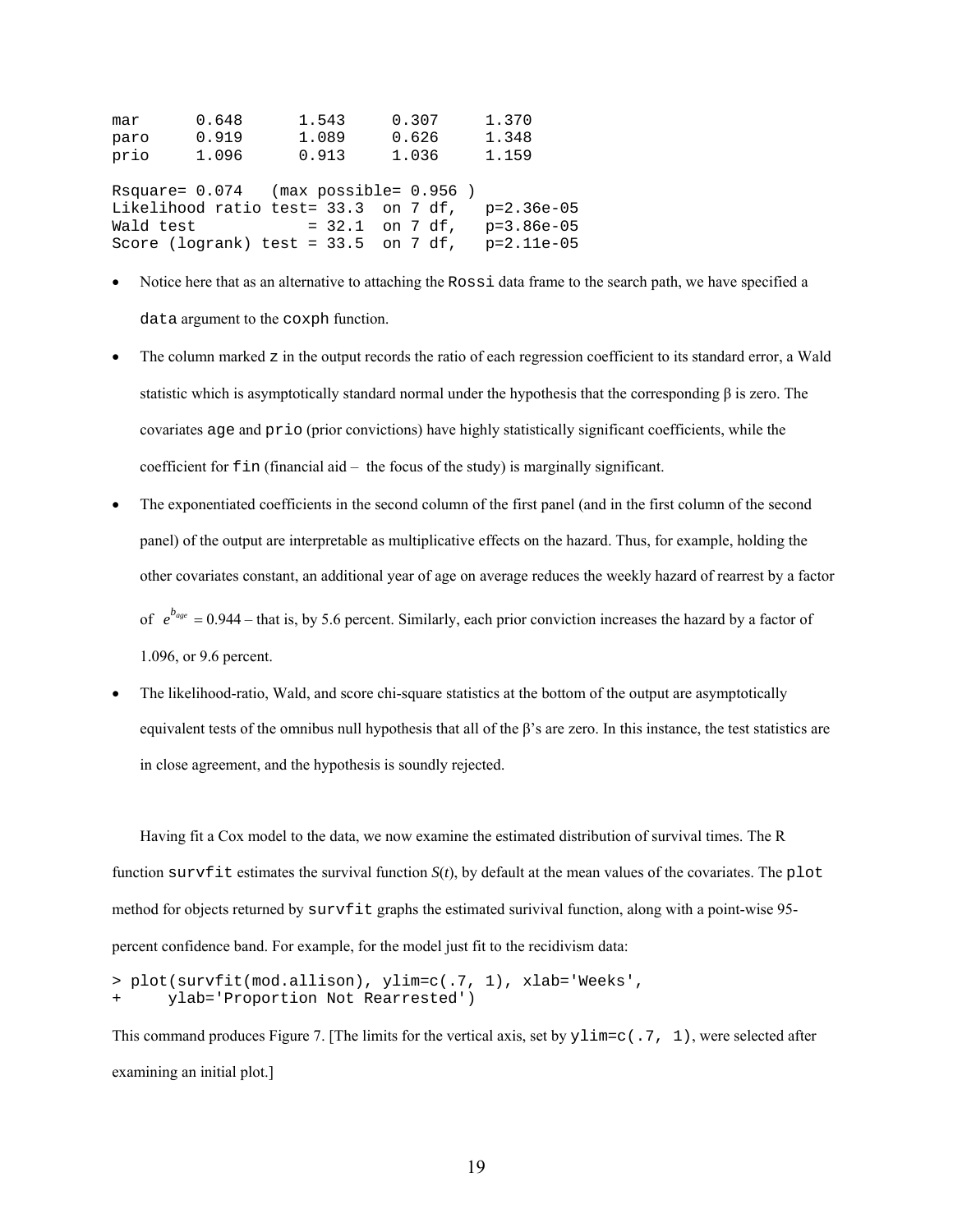```
mar      0.648      1.543     0.307     1.370
paro     0.919      1.089     0.626     1.348
prio     1.096      0.913     1.036     1.159

Rsquare= 0.074   (max possible= 0.956 )
Likelihood ratio test= 33.3  on 7 df,   p=2.36e-05
Wald test            = 32.1  on 7 df,   p=3.86e-05
Score (logrank) test = 33.5  on 7 df,   p=2.11e-05
```

- Notice here that as an alternative to attaching the `Rossi` data frame to the search path, we have specified a `data` argument to the `coxph` function.
- The column marked `z` in the output records the ratio of each regression coefficient to its standard error, a Wald statistic which is asymptotically standard normal under the hypothesis that the corresponding β is zero. The covariates `age` and `prio` (prior convictions) have highly statistically significant coefficients, while the coefficient for `fin` (financial aid – the focus of the study) is marginally significant.
- The exponentiated coefficients in the second column of the first panel (and in the first column of the second panel) of the output are interpretable as multiplicative effects on the hazard. Thus, for example, holding the other covariates constant, an additional year of age on average reduces the weekly hazard of rearrest by a factor of $e^{b_{age}} = 0.944$ – that is, by 5.6 percent. Similarly, each prior conviction increases the hazard by a factor of 1.096, or 9.6 percent.
- The likelihood-ratio, Wald, and score chi-square statistics at the bottom of the output are asymptotically equivalent tests of the omnibus null hypothesis that all of the β's are zero. In this instance, the test statistics are in close agreement, and the hypothesis is soundly rejected.

Having fit a Cox model to the data, we now examine the estimated distribution of survival times. The R function `survfit` estimates the survival function $S(t)$, by default at the mean values of the covariates. The `plot` method for objects returned by `survfit` graphs the estimated surivival function, along with a point-wise 95-percent confidence band. For example, for the model just fit to the recidivism data:

```
> plot(survfit(mod.allison), ylim=c(.7, 1), xlab='Weeks',
+      ylab='Proportion Not Rearrested')
```

This command produces Figure 7. [The limits for the vertical axis, set by `ylim=c(.7, 1)`, were selected after examining an initial plot.]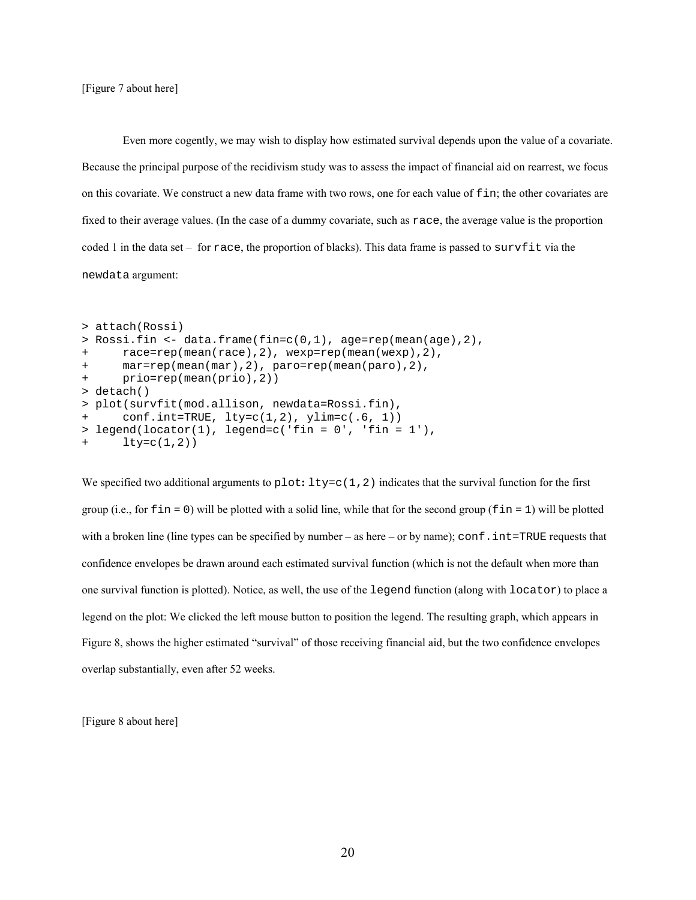[Figure 7 about here]

Even more cogently, we may wish to display how estimated survival depends upon the value of a covariate. Because the principal purpose of the recidivism study was to assess the impact of financial aid on rearrest, we focus on this covariate. We construct a new data frame with two rows, one for each value of `fin`; the other covariates are fixed to their average values. (In the case of a dummy covariate, such as `race`, the average value is the proportion coded 1 in the data set – for `race`, the proportion of blacks). This data frame is passed to `survfit` via the `newdata` argument:

```
> attach(Rossi)
> Rossi.fin <- data.frame(fin=c(0,1), age=rep(mean(age),2),
+     race=rep(mean(race),2), wexp=rep(mean(wexp),2),
+     mar=rep(mean(mar),2), paro=rep(mean(paro),2),
+     prio=rep(mean(prio),2))
> detach()
> plot(survfit(mod.allison, newdata=Rossi.fin),
+     conf.int=TRUE, lty=c(1,2), ylim=c(.6, 1))
> legend(locator(1), legend=c('fin = 0', 'fin = 1'),
+     lty=c(1,2))
```

We specified two additional arguments to `plot:` `lty=c(1,2)` indicates that the survival function for the first group (i.e., for `fin = 0`) will be plotted with a solid line, while that for the second group (`fin = 1`) will be plotted with a broken line (line types can be specified by number – as here – or by name); `conf.int=TRUE` requests that confidence envelopes be drawn around each estimated survival function (which is not the default when more than one survival function is plotted). Notice, as well, the use of the `legend` function (along with `locator`) to place a legend on the plot: We clicked the left mouse button to position the legend. The resulting graph, which appears in Figure 8, shows the higher estimated "survival" of those receiving financial aid, but the two confidence envelopes overlap substantially, even after 52 weeks.

[Figure 8 about here]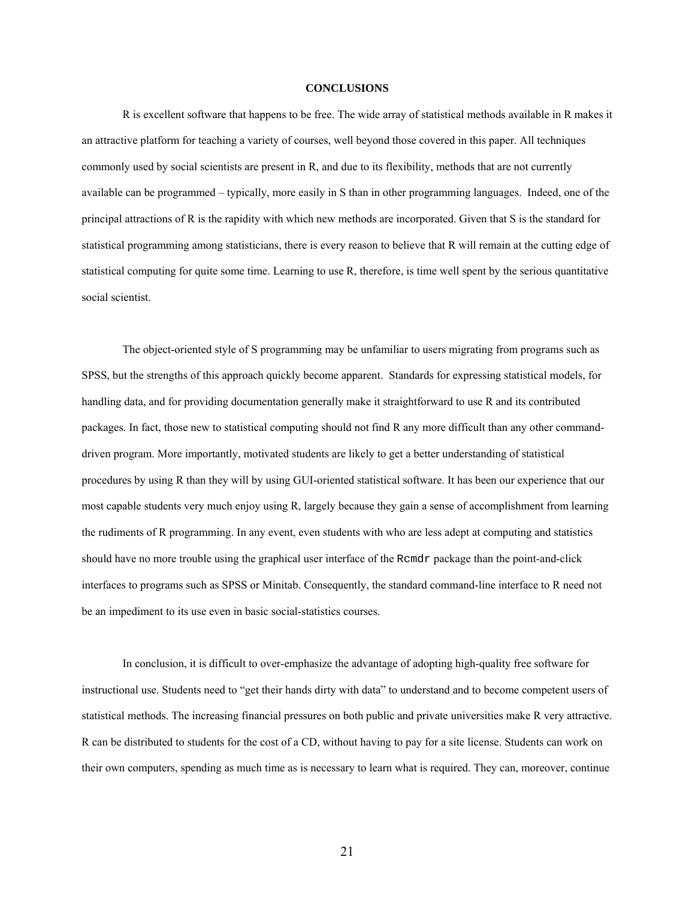## CONCLUSIONS

R is excellent software that happens to be free. The wide array of statistical methods available in R makes it an attractive platform for teaching a variety of courses, well beyond those covered in this paper. All techniques commonly used by social scientists are present in R, and due to its flexibility, methods that are not currently available can be programmed – typically, more easily in S than in other programming languages. Indeed, one of the principal attractions of R is the rapidity with which new methods are incorporated. Given that S is the standard for statistical programming among statisticians, there is every reason to believe that R will remain at the cutting edge of statistical computing for quite some time. Learning to use R, therefore, is time well spent by the serious quantitative social scientist.

The object-oriented style of S programming may be unfamiliar to users migrating from programs such as SPSS, but the strengths of this approach quickly become apparent. Standards for expressing statistical models, for handling data, and for providing documentation generally make it straightforward to use R and its contributed packages. In fact, those new to statistical computing should not find R any more difficult than any other command-driven program. More importantly, motivated students are likely to get a better understanding of statistical procedures by using R than they will by using GUI-oriented statistical software. It has been our experience that our most capable students very much enjoy using R, largely because they gain a sense of accomplishment from learning the rudiments of R programming. In any event, even students with who are less adept at computing and statistics should have no more trouble using the graphical user interface of the `Rcmdr` package than the point-and-click interfaces to programs such as SPSS or Minitab. Consequently, the standard command-line interface to R need not be an impediment to its use even in basic social-statistics courses.

In conclusion, it is difficult to over-emphasize the advantage of adopting high-quality free software for instructional use. Students need to "get their hands dirty with data" to understand and to become competent users of statistical methods. The increasing financial pressures on both public and private universities make R very attractive. R can be distributed to students for the cost of a CD, without having to pay for a site license. Students can work on their own computers, spending as much time as is necessary to learn what is required. They can, moreover, continue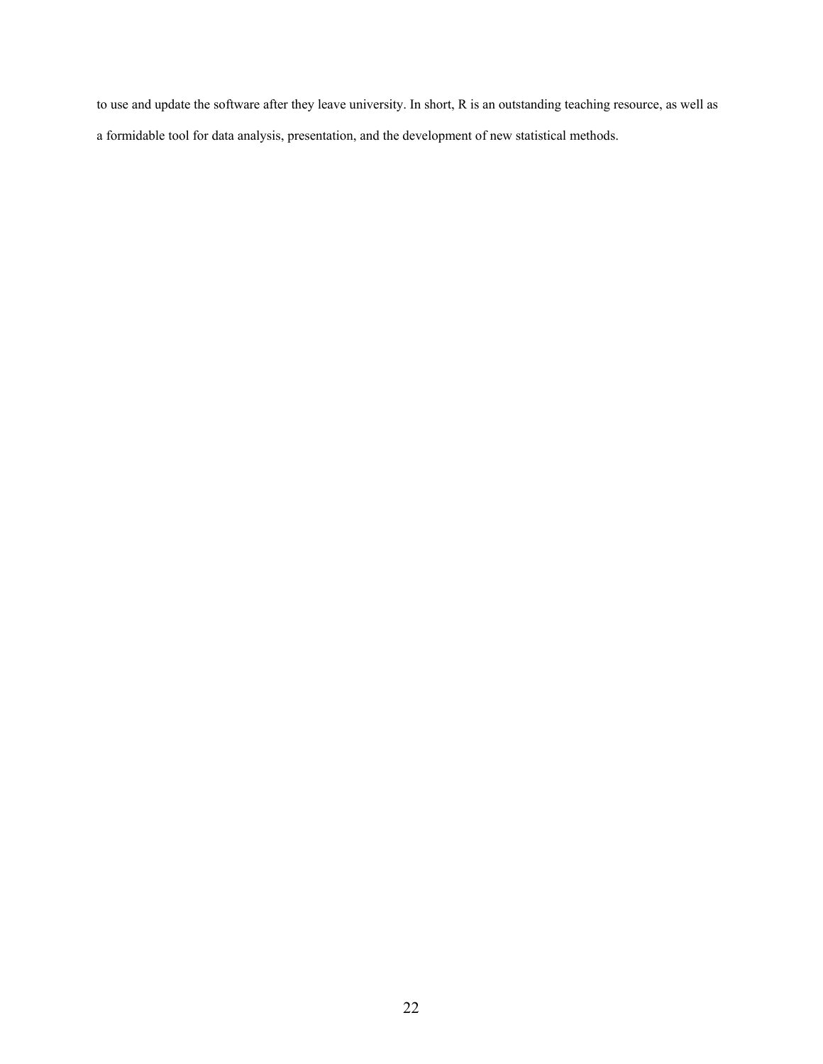to use and update the software after they leave university. In short, R is an outstanding teaching resource, as well as a formidable tool for data analysis, presentation, and the development of new statistical methods.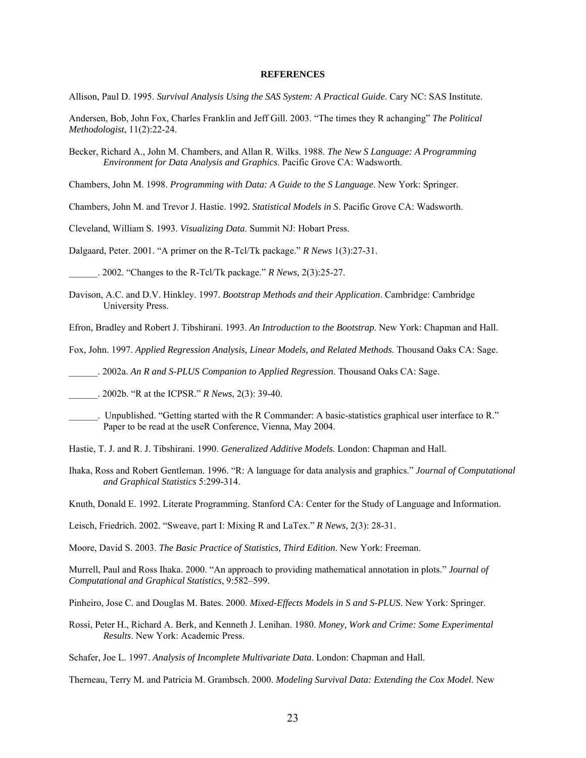**REFERENCES**

Allison, Paul D. 1995. *Survival Analysis Using the SAS System: A Practical Guide*. Cary NC: SAS Institute.

Andersen, Bob, John Fox, Charles Franklin and Jeff Gill. 2003. "The times they R achanging" *The Political Methodologist*, 11(2):22-24.

Becker, Richard A., John M. Chambers, and Allan R. Wilks. 1988. *The New S Language: A Programming Environment for Data Analysis and Graphics*. Pacific Grove CA: Wadsworth.

Chambers, John M. 1998. *Programming with Data: A Guide to the S Language*. New York: Springer.

Chambers, John M. and Trevor J. Hastie. 1992. *Statistical Models in S*. Pacific Grove CA: Wadsworth.

Cleveland, William S. 1993. *Visualizing Data*. Summit NJ: Hobart Press.

Dalgaard, Peter. 2001. "A primer on the R-Tcl/Tk package." *R News* 1(3):27-31.

______. 2002. "Changes to the R-Tcl/Tk package." *R News*, 2(3):25-27.

Davison, A.C. and D.V. Hinkley. 1997. *Bootstrap Methods and their Application*. Cambridge: Cambridge University Press.

Efron, Bradley and Robert J. Tibshirani. 1993. *An Introduction to the Bootstrap*. New York: Chapman and Hall.

Fox, John. 1997. *Applied Regression Analysis, Linear Models, and Related Methods*. Thousand Oaks CA: Sage.

______. 2002a. *An R and S-PLUS Companion to Applied Regression*. Thousand Oaks CA: Sage.

______. 2002b. "R at the ICPSR." *R News*, 2(3): 39-40.

______. Unpublished. "Getting started with the R Commander: A basic-statistics graphical user interface to R." Paper to be read at the useR Conference, Vienna, May 2004.

Hastie, T. J. and R. J. Tibshirani. 1990. *Generalized Additive Models.* London: Chapman and Hall.

Ihaka, Ross and Robert Gentleman. 1996. "R: A language for data analysis and graphics." *Journal of Computational and Graphical Statistics* 5:299-314.

Knuth, Donald E. 1992. Literate Programming. Stanford CA: Center for the Study of Language and Information.

Leisch, Friedrich. 2002. "Sweave, part I: Mixing R and LaTex." *R News,* 2(3): 28-31.

Moore, David S. 2003. *The Basic Practice of Statistics, Third Edition*. New York: Freeman.

Murrell, Paul and Ross Ihaka. 2000. "An approach to providing mathematical annotation in plots." *Journal of Computational and Graphical Statistics*, 9:582–599.

Pinheiro, Jose C. and Douglas M. Bates. 2000. *Mixed-Effects Models in S and S-PLUS*. New York: Springer.

Rossi, Peter H., Richard A. Berk, and Kenneth J. Lenihan. 1980. *Money, Work and Crime: Some Experimental Results*. New York: Academic Press.

Schafer, Joe L. 1997. *Analysis of Incomplete Multivariate Data.* London: Chapman and Hall.

Therneau, Terry M. and Patricia M. Grambsch. 2000. *Modeling Survival Data: Extending the Cox Model*. New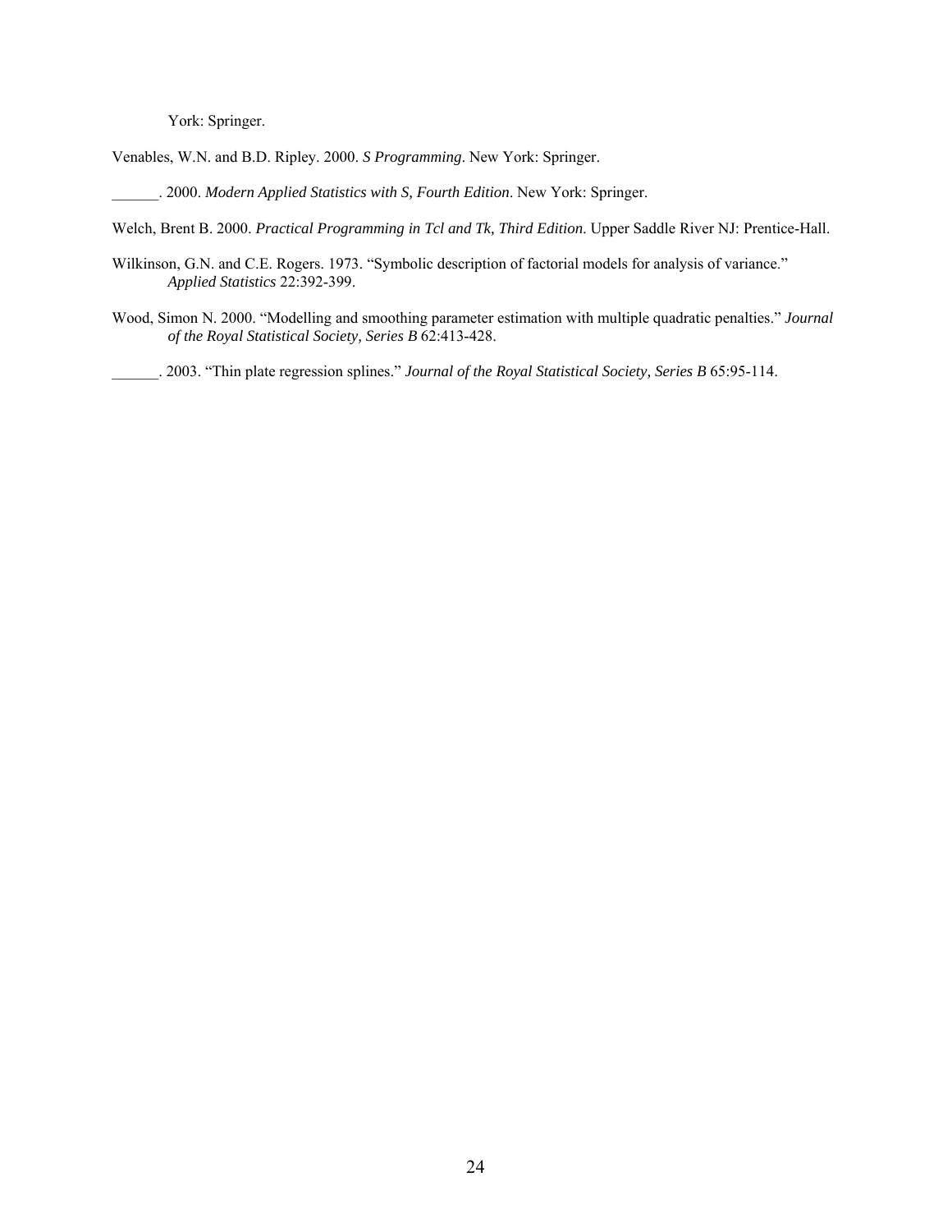York: Springer.

Venables, W.N. and B.D. Ripley. 2000. *S Programming*. New York: Springer.

______. 2000. *Modern Applied Statistics with S, Fourth Edition*. New York: Springer.

Welch, Brent B. 2000. *Practical Programming in Tcl and Tk, Third Edition*. Upper Saddle River NJ: Prentice-Hall.

Wilkinson, G.N. and C.E. Rogers. 1973. "Symbolic description of factorial models for analysis of variance." *Applied Statistics* 22:392-399.

Wood, Simon N. 2000. "Modelling and smoothing parameter estimation with multiple quadratic penalties." *Journal of the Royal Statistical Society, Series B* 62:413-428.

______. 2003. "Thin plate regression splines." *Journal of the Royal Statistical Society, Series B* 65:95-114.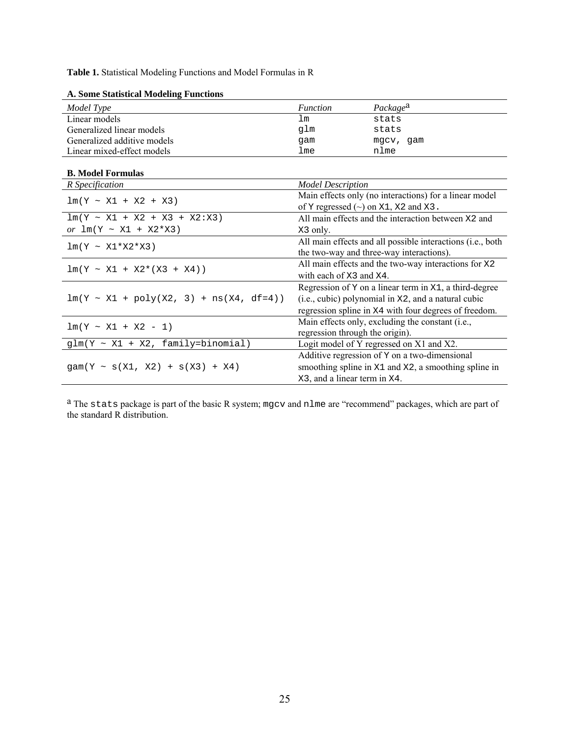**Table 1.** Statistical Modeling Functions and Model Formulas in R

**A. Some Statistical Modeling Functions**

| *Model Type* | *Function* | *Package*[a] |
|---|---|---|
| Linear models | `lm` | `stats` |
| Generalized linear models | `glm` | `stats` |
| Generalized additive models | `gam` | `mgcv, gam` |
| Linear mixed-effect models | `lme` | `nlme` |

**B. Model Formulas**

| *R Specification* | *Model Description* |
|---|---|
| `lm(Y ~ X1 + X2 + X3)` | Main effects only (no interactions) for a linear model of `Y` regressed (~) on `X1`, `X2` and `X3`. |
| `lm(Y ~ X1 + X2 + X3 + X2:X3)` *or* `lm(Y ~ X1 + X2*X3)` | All main effects and the interaction between `X2` and `X3` only. |
| `lm(Y ~ X1*X2*X3)` | All main effects and all possible interactions (i.e., both the two-way and three-way interactions). |
| `lm(Y ~ X1 + X2*(X3 + X4))` | All main effects and the two-way interactions for `X2` with each of `X3` and `X4`. |
| `lm(Y ~ X1 + poly(X2, 3) + ns(X4, df=4))` | Regression of `Y` on a linear term in `X1`, a third-degree (i.e., cubic) polynomial in `X2`, and a natural cubic regression spline in `X4` with four degrees of freedom. |
| `lm(Y ~ X1 + X2 - 1)` | Main effects only, excluding the constant (i.e., regression through the origin). |
| `glm(Y ~ X1 + X2, family=binomial)` | Logit model of Y regressed on X1 and X2. |
| `gam(Y ~ s(X1, X2) + s(X3) + X4)` | Additive regression of `Y` on a two-dimensional smoothing spline in `X1` and `X2`, a smoothing spline in `X3`, and a linear term in `X4`. |

[a] The `stats` package is part of the basic R system; `mgcv` and `nlme` are "recommend" packages, which are part of the standard R distribution.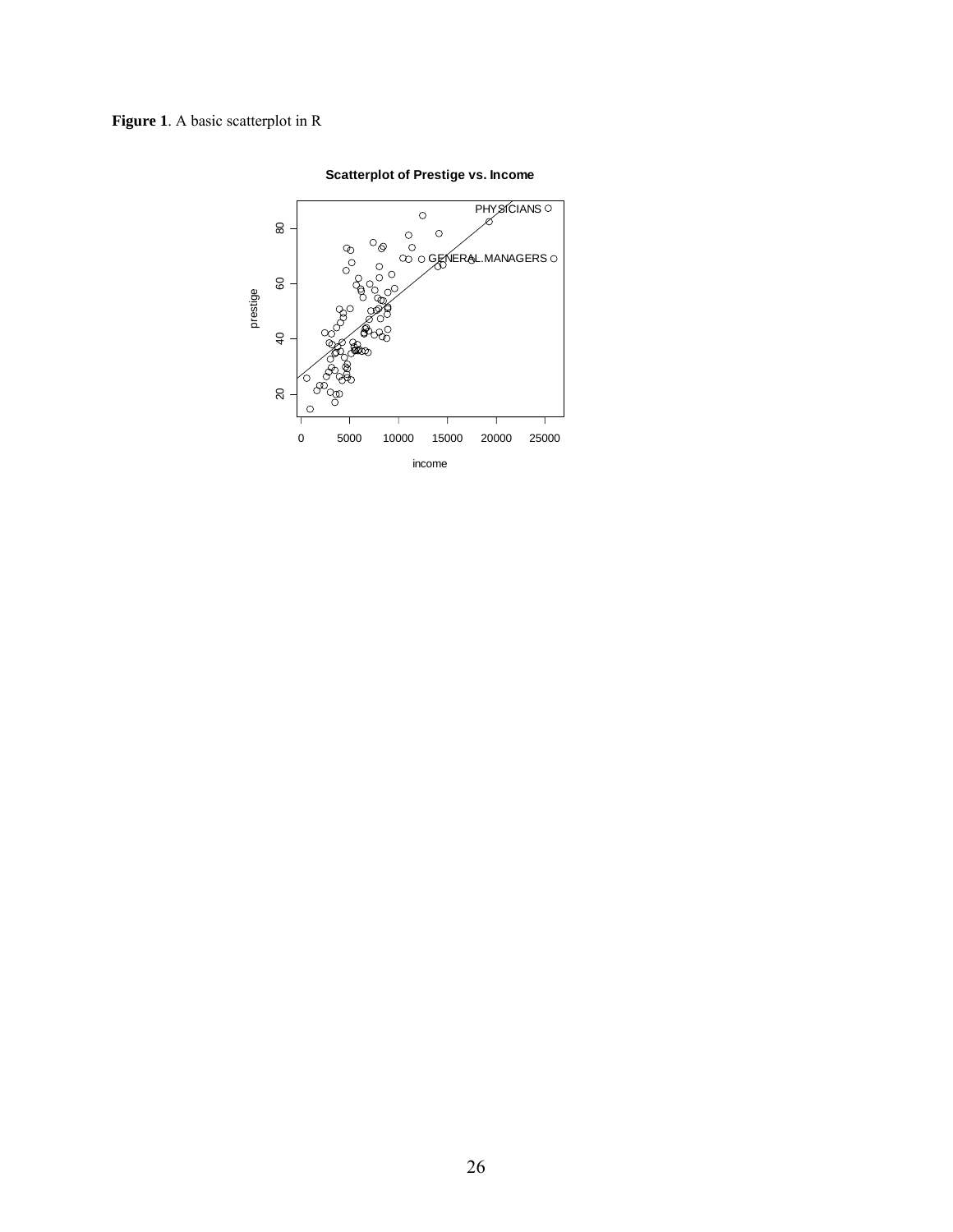**Figure 1**. A basic scatterplot in R

Scatterplot of Prestige vs. Income

PHYSICIANS

GENERAL.MANAGERS

prestige

20
40
60
80

0
5000
10000
15000
20000
25000

income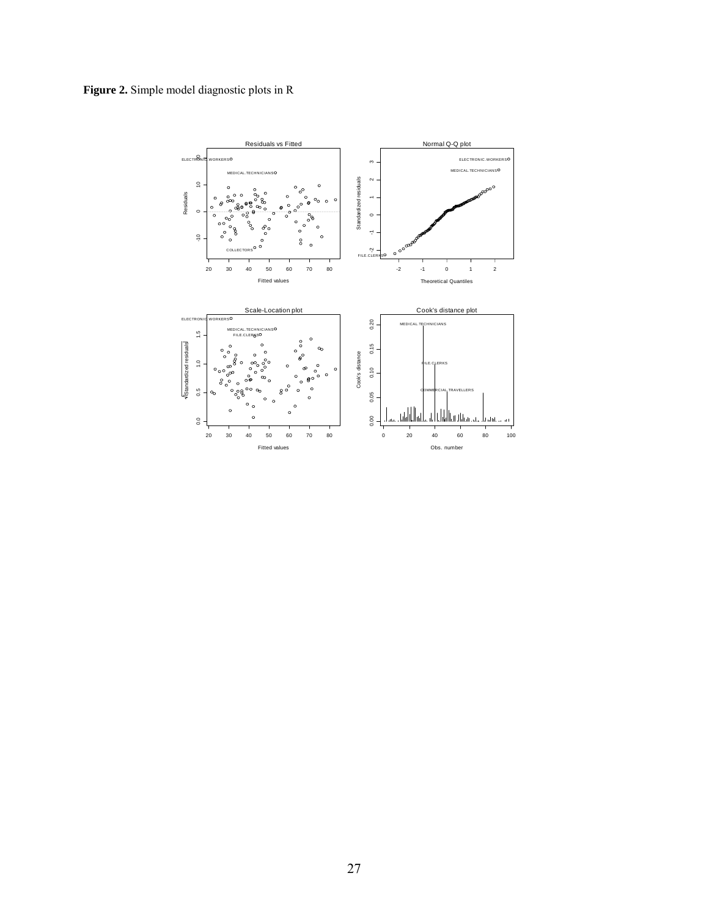**Figure 2.** Simple model diagnostic plots in R

Residuals vs Fitted

ELECTRONIC.WORKERS
MEDICAL.TECHNICIANS
COLLECTORS

Residuals

20
10
0
-10

20 30 40 50 60 70 80

Fitted values

Normal Q-Q plot

ELECTRONIC.WORKERS
MEDICAL.TECHNICIANS
FILE.CLERKS

Standardized residuals

3
2
1
0
-1
-2

-2 -1 0 1 2

Theoretical Quantiles

Scale-Location plot

ELECTRONIC.WORKERS
MEDICAL.TECHNICIANS
FILE.CLERKS

$\sqrt{|\text{Standardized residuals}|}$

0.0
0.5
1.0
1.5

20 30 40 50 60 70 80

Fitted values

Cook's distance plot

MEDICAL.TECHNICIANS
FILE.CLERKS
COMMERCIAL.TRAVELLERS

Cook's distance

0.00
0.05
0.10
0.15
0.20

0 20 40 60 80 100

Obs. number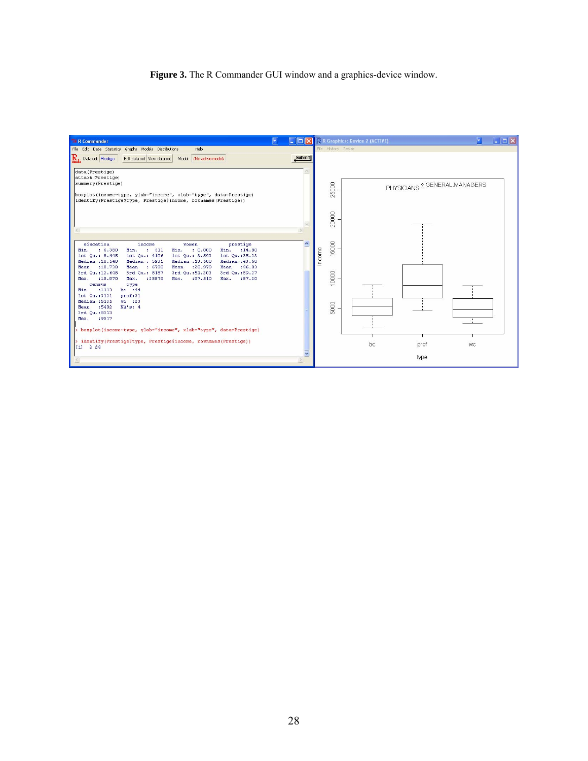**Figure 3.** The R Commander GUI window and a graphics-device window.

R Commander

File Edit Data Statistics Graphs Models Distributions Help

Data set: Prestige Edit data set View data set Model: <No active model>

Submit

```
data(Prestige)
attach(Prestige)
summary(Prestige)

boxplot(income~type, ylab="income", xlab="type", data=Prestige)
identify(Prestige$type, Prestige$income, rownames(Prestige))
```

```
   education          income          women           prestige
 Min.   : 6.380   Min.   :  611   Min.   : 0.000   Min.   :14.80
 1st Qu.: 8.445   1st Qu.: 4106   1st Qu.: 3.592   1st Qu.:35.23
 Median :10.540   Median : 5931   Median :13.600   Median :43.60
 Mean   :10.738   Mean   : 6798   Mean   :28.979   Mean   :46.83
 3rd Qu.:12.648   3rd Qu.: 8187   3rd Qu.:52.203   3rd Qu.:59.27
 Max.   :15.970   Max.   :25879   Max.   :97.510   Max.   :87.20
     census        type
 Min.   :1113   bc  :44
 1st Qu.:3121   prof:31
 Median :5135   wc  :23
 Mean   :5402   NA's: 4
 3rd Qu.:8313
 Max.   :9517

> boxplot(income~type, ylab="income", xlab="type", data=Prestige)

> identify(Prestige$type, Prestige$income, rownames(Prestige))
[1]  2 24
```

R Graphics: Device 2 (ACTIVE)

File History Resize

PHYSICIANS

GENERAL.MANAGERS

income

5000

10000

15000

20000

25000

bc

prof

wc

type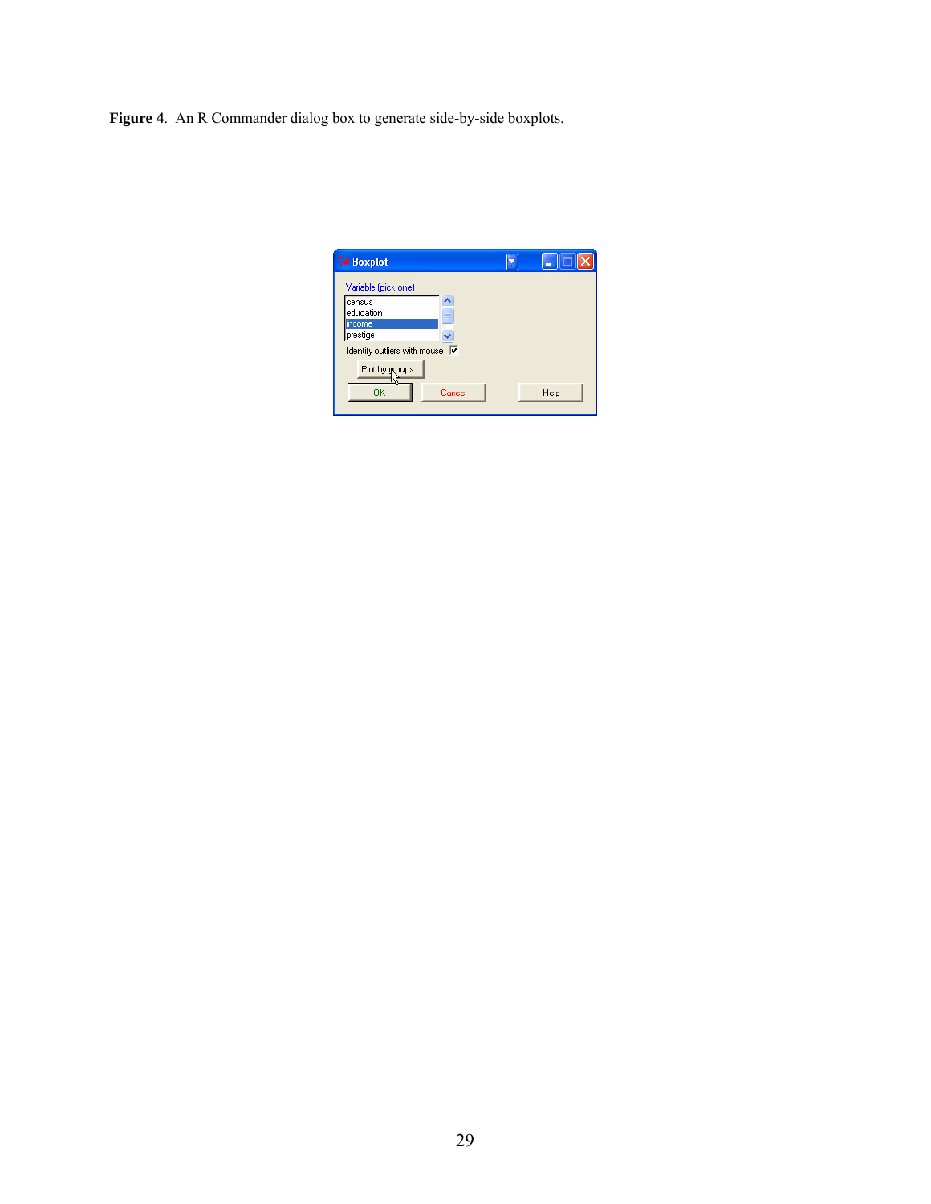**Figure 4**. An R Commander dialog box to generate side-by-side boxplots.

Boxplot

Variable (pick one)

census

education

income

prestige

Identify outliers with mouse

Plot by groups...

OK

Cancel

Help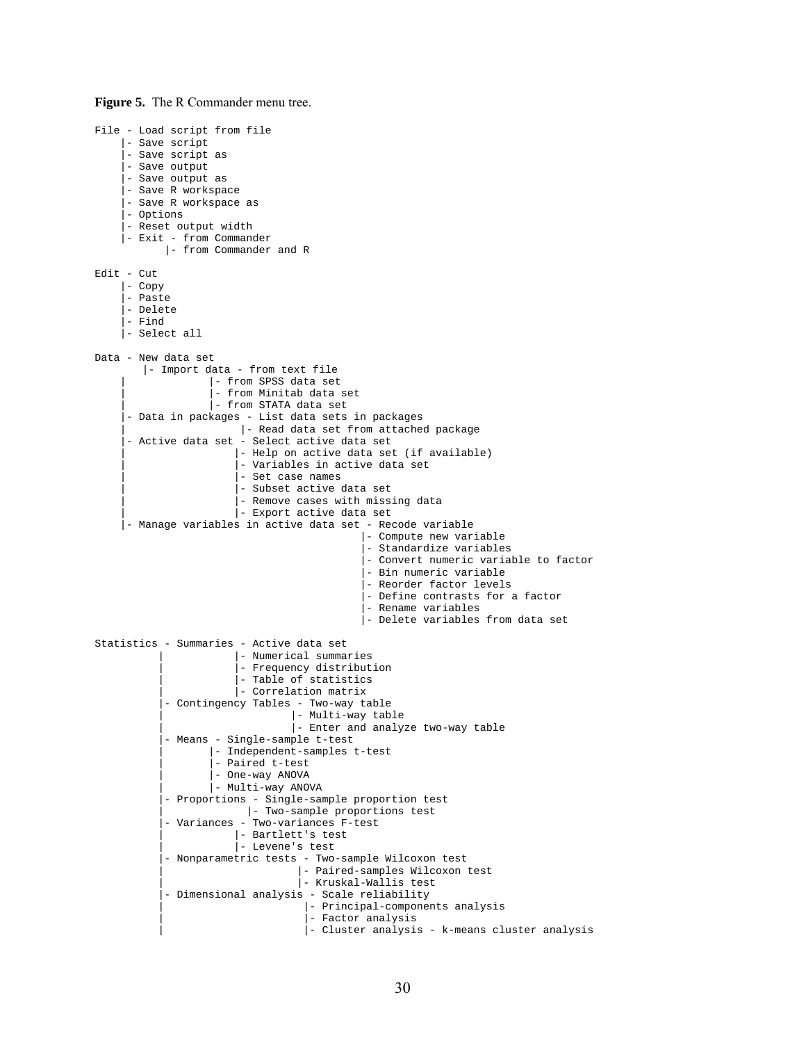**Figure 5.** The R Commander menu tree.

```
File - Load script from file
    |- Save script
    |- Save script as
    |- Save output
    |- Save output as
    |- Save R workspace
    |- Save R workspace as
    |- Options
    |- Reset output width
    |- Exit - from Commander
           |- from Commander and R

Edit - Cut
    |- Copy
    |- Paste
    |- Delete
    |- Find
    |- Select all

Data - New data set
       |- Import data - from text file
    |             |- from SPSS data set
    |             |- from Minitab data set
    |             |- from STATA data set
    |- Data in packages - List data sets in packages
    |                  |- Read data set from attached package
    |- Active data set - Select active data set
    |                 |- Help on active data set (if available)
    |                 |- Variables in active data set
    |                 |- Set case names
    |                 |- Subset active data set
    |                 |- Remove cases with missing data
    |                 |- Export active data set
    |- Manage variables in active data set - Recode variable
                                         |- Compute new variable
                                         |- Standardize variables
                                         |- Convert numeric variable to factor
                                         |- Bin numeric variable
                                         |- Reorder factor levels
                                         |- Define contrasts for a factor
                                         |- Rename variables
                                         |- Delete variables from data set

Statistics - Summaries - Active data set
          |           |- Numerical summaries
          |           |- Frequency distribution
          |           |- Table of statistics
          |           |- Correlation matrix
          |- Contingency Tables - Two-way table
          |                    |- Multi-way table
          |                    |- Enter and analyze two-way table
          |- Means - Single-sample t-test
          |       |- Independent-samples t-test
          |       |- Paired t-test
          |       |- One-way ANOVA
          |       |- Multi-way ANOVA
          |- Proportions - Single-sample proportion test
          |             |- Two-sample proportions test
          |- Variances - Two-variances F-test
          |           |- Bartlett's test
          |           |- Levene's test
          |- Nonparametric tests - Two-sample Wilcoxon test
          |                     |- Paired-samples Wilcoxon test
          |                     |- Kruskal-Wallis test
          |- Dimensional analysis - Scale reliability
          |                      |- Principal-components analysis
          |                      |- Factor analysis
          |                      |- Cluster analysis - k-means cluster analysis
```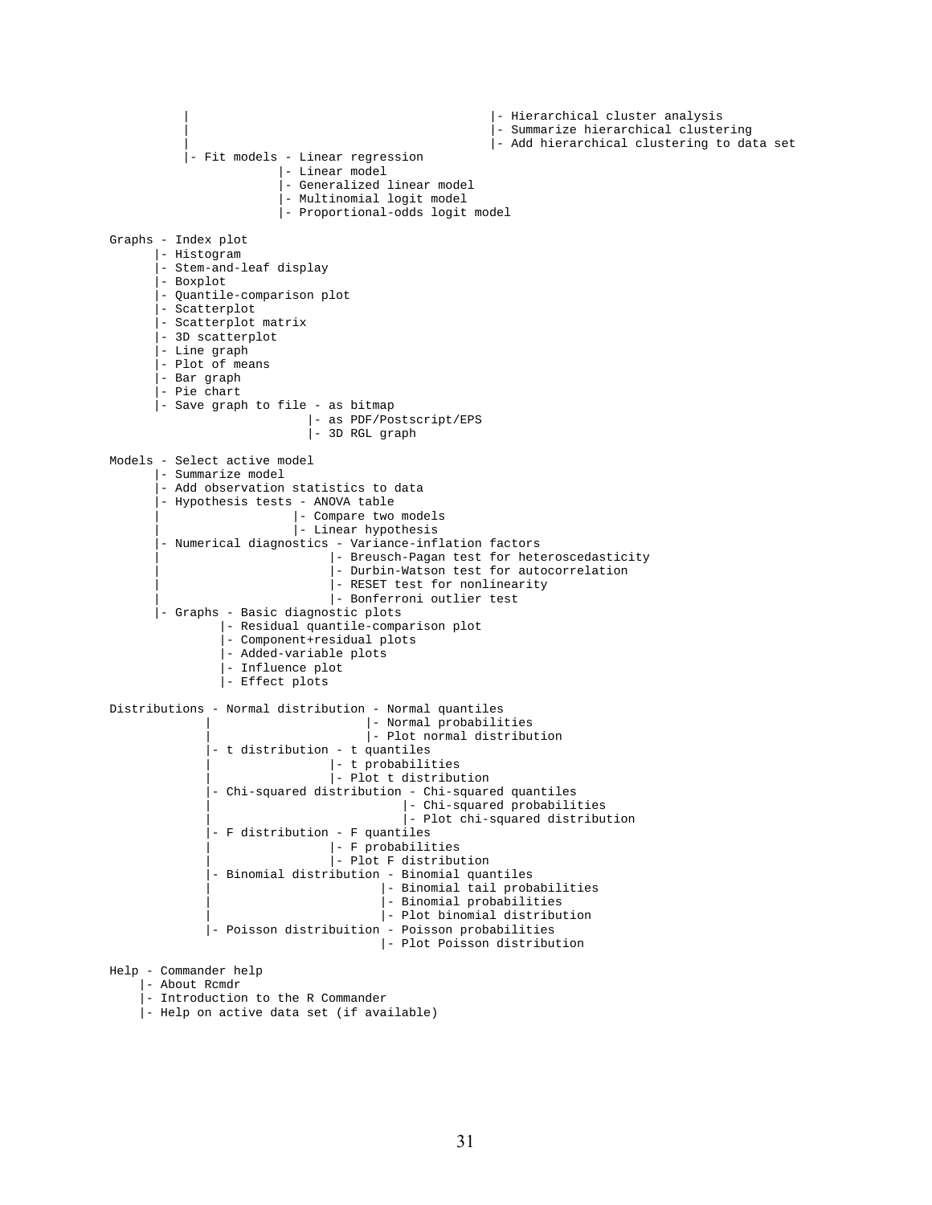```
         |                                         |- Hierarchical cluster analysis
         |                                         |- Summarize hierarchical clustering
         |                                         |- Add hierarchical clustering to data set
         |- Fit models - Linear regression
                      |- Linear model
                      |- Generalized linear model
                      |- Multinomial logit model
                      |- Proportional-odds logit model

Graphs - Index plot
      |- Histogram
      |- Stem-and-leaf display
      |- Boxplot
      |- Quantile-comparison plot
      |- Scatterplot
      |- Scatterplot matrix
      |- 3D scatterplot
      |- Line graph
      |- Plot of means
      |- Bar graph
      |- Pie chart
      |- Save graph to file - as bitmap
                          |- as PDF/Postscript/EPS
                          |- 3D RGL graph

Models - Select active model
      |- Summarize model
      |- Add observation statistics to data
      |- Hypothesis tests - ANOVA table
      |                  |- Compare two models
      |                  |- Linear hypothesis
      |- Numerical diagnostics - Variance-inflation factors
      |                       |- Breusch-Pagan test for heteroscedasticity
      |                       |- Durbin-Watson test for autocorrelation
      |                       |- RESET test for nonlinearity
      |                       |- Bonferroni outlier test
      |- Graphs - Basic diagnostic plots
               |- Residual quantile-comparison plot
               |- Component+residual plots
               |- Added-variable plots
               |- Influence plot
               |- Effect plots

Distributions - Normal distribution - Normal quantiles
             |                      |- Normal probabilities
             |                      |- Plot normal distribution
             |- t distribution - t quantiles
             |                |- t probabilities
             |                |- Plot t distribution
             |- Chi-squared distribution - Chi-squared quantiles
             |                          |- Chi-squared probabilities
             |                          |- Plot chi-squared distribution
             |- F distribution - F quantiles
             |                |- F probabilities
             |                |- Plot F distribution
             |- Binomial distribution - Binomial quantiles
             |                        |- Binomial tail probabilities
             |                        |- Binomial probabilities
             |                        |- Plot binomial distribution
             |- Poisson distribuition - Poisson probabilities
                                      |- Plot Poisson distribution

Help - Commander help
    |- About Rcmdr
    |- Introduction to the R Commander
    |- Help on active data set (if available)
```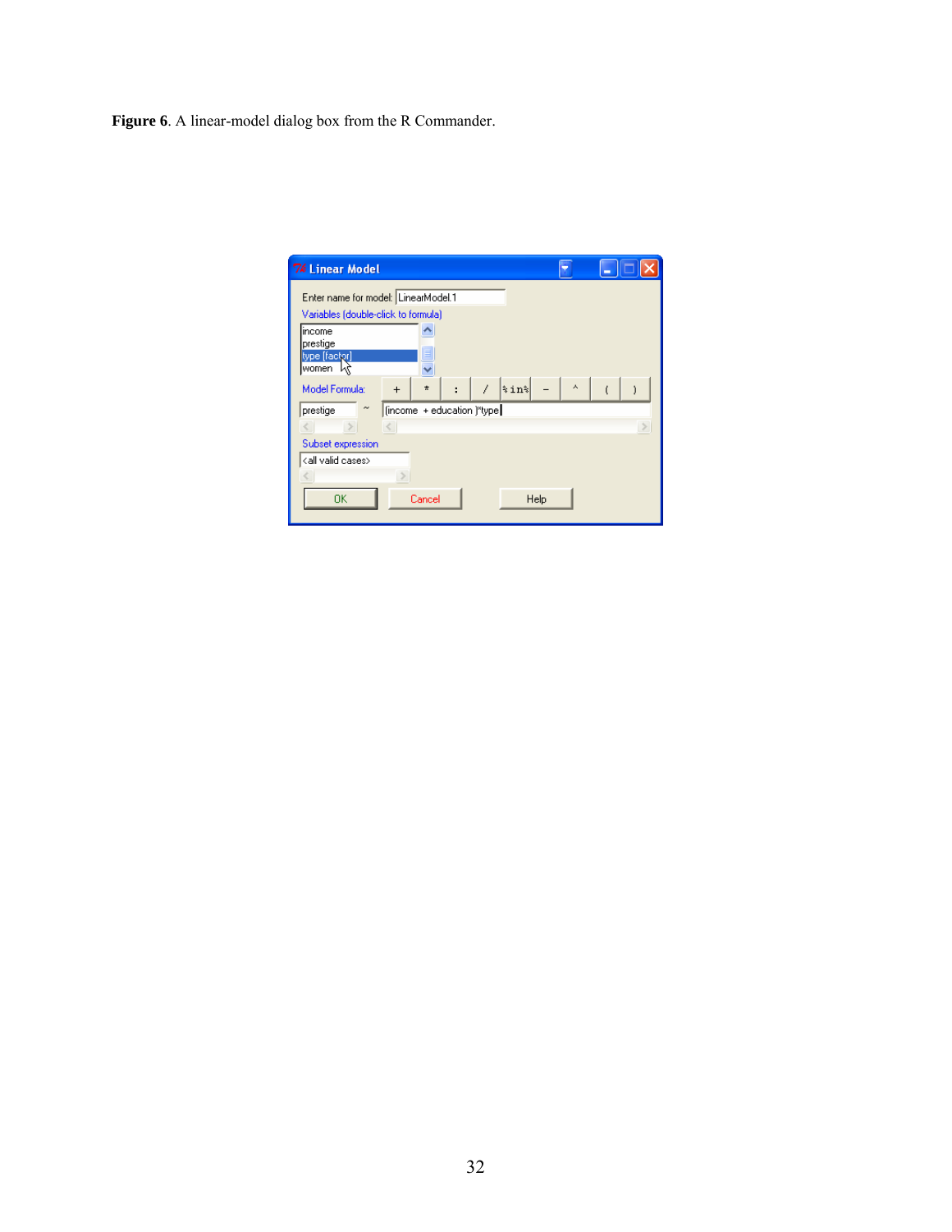**Figure 6**. A linear-model dialog box from the R Commander.

Linear Model

Enter name for model: LinearModel.1

Variables (double-click to formula)

income
prestige
type [factor]
women

Model Formula: + * : / %in% - ^ ( )

prestige ~ (income + education )*type

Subset expression

<all valid cases>

OK Cancel Help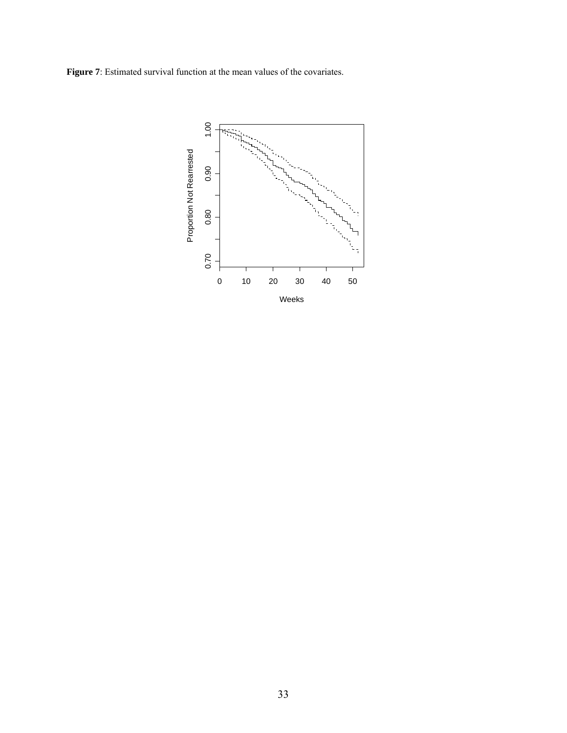**Figure 7**: Estimated survival function at the mean values of the covariates.

Proportion Not Rearrested

1.00

0.90

0.80

0.70

0

10

20

30

40

50

Weeks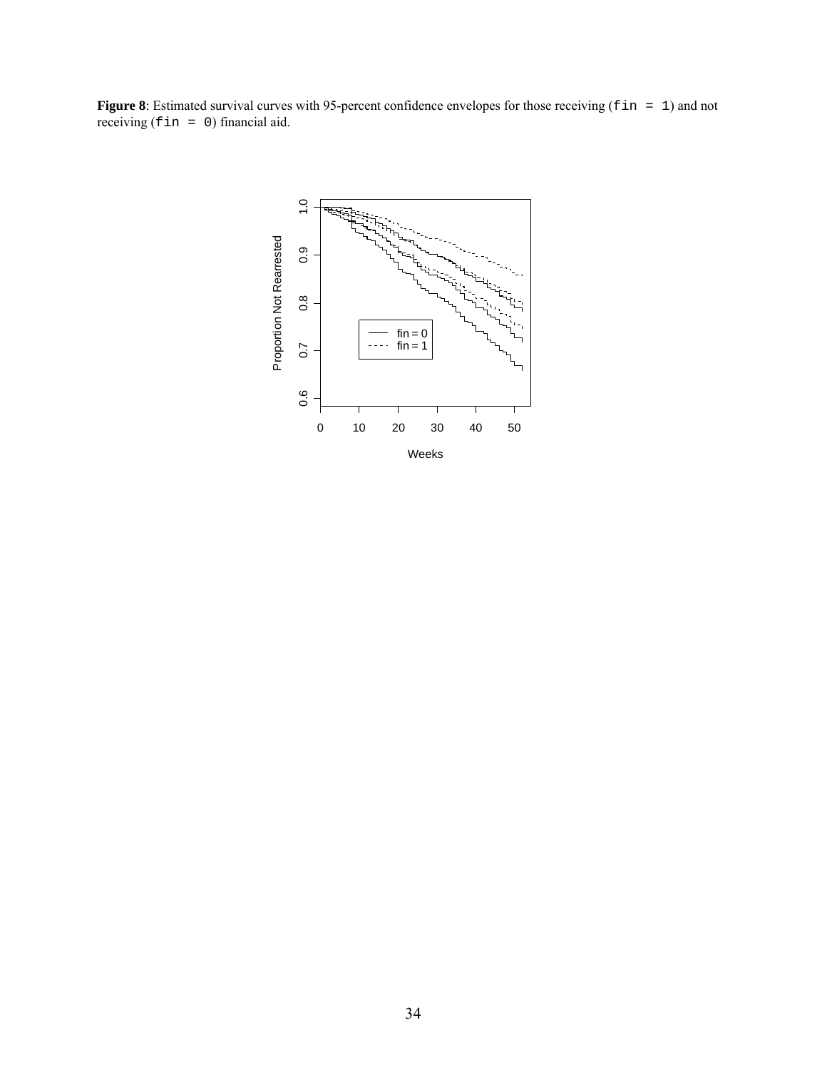**Figure 8**: Estimated survival curves with 95-percent confidence envelopes for those receiving (`fin = 1`) and not receiving (`fin = 0`) financial aid.

Proportion Not Rearrested

1.0
0.9
0.8
0.7
0.6

fin = 0
fin = 1

0
10
20
30
40
50

Weeks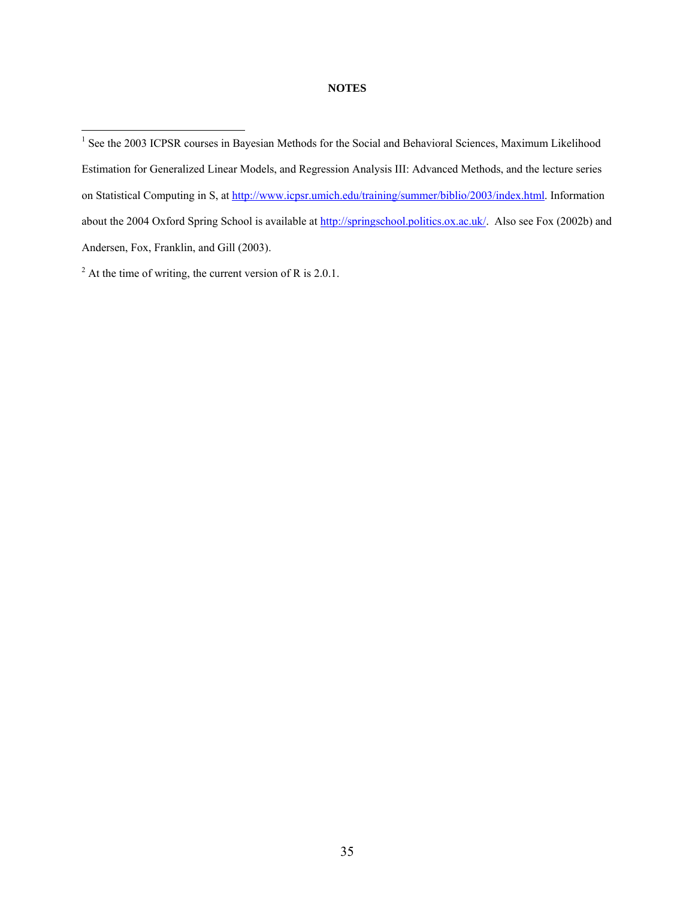**NOTES**

[1] See the 2003 ICPSR courses in Bayesian Methods for the Social and Behavioral Sciences, Maximum Likelihood Estimation for Generalized Linear Models, and Regression Analysis III: Advanced Methods, and the lecture series on Statistical Computing in S, at http://www.icpsr.umich.edu/training/summer/biblio/2003/index.html. Information about the 2004 Oxford Spring School is available at http://springschool.politics.ox.ac.uk/. Also see Fox (2002b) and Andersen, Fox, Franklin, and Gill (2003).

[2] At the time of writing, the current version of R is 2.0.1.